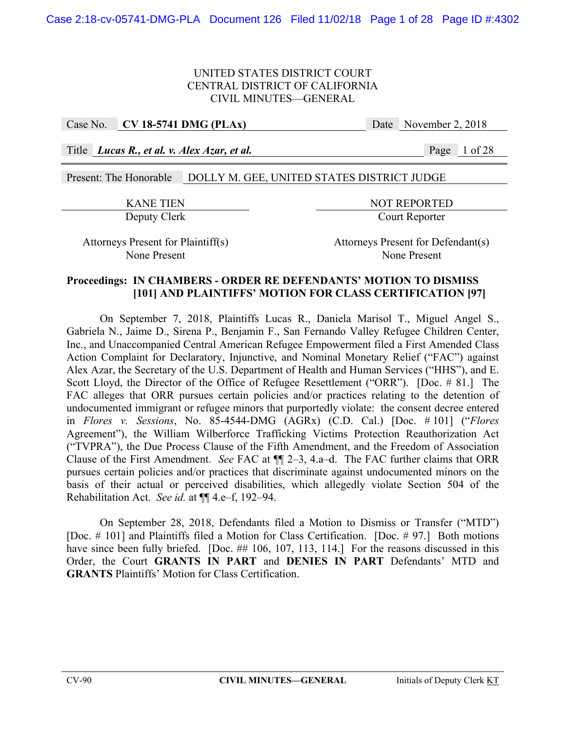UNITED STATES DISTRICT COURT
CENTRAL DISTRICT OF CALIFORNIA
CIVIL MINUTES—GENERAL

| Case No. | **CV 18-5741 DMG (PLAx)** | Date | November 2, 2018 |
|---|---|---|---|
| Title | ***Lucas R., et al. v. Alex Azar, et al.*** | | |

Present: The Honorable DOLLY M. GEE, UNITED STATES DISTRICT JUDGE

| KANE TIEN | NOT REPORTED |
|---|---|
| Deputy Clerk | Court Reporter |
| Attorneys Present for Plaintiff(s) | Attorneys Present for Defendant(s) |
| None Present | None Present |

**Proceedings: IN CHAMBERS - ORDER RE DEFENDANTS' MOTION TO DISMISS [101] AND PLAINTIFFS' MOTION FOR CLASS CERTIFICATION [97]**

On September 7, 2018, Plaintiffs Lucas R., Daniela Marisol T., Miguel Angel S., Gabriela N., Jaime D., Sirena P., Benjamin F., San Fernando Valley Refugee Children Center, Inc., and Unaccompanied Central American Refugee Empowerment filed a First Amended Class Action Complaint for Declaratory, Injunctive, and Nominal Monetary Relief ("FAC") against Alex Azar, the Secretary of the U.S. Department of Health and Human Services ("HHS"), and E. Scott Lloyd, the Director of the Office of Refugee Resettlement ("ORR"). [Doc. # 81.] The FAC alleges that ORR pursues certain policies and/or practices relating to the detention of undocumented immigrant or refugee minors that purportedly violate: the consent decree entered in *Flores v. Sessions*, No. 85-4544-DMG (AGRx) (C.D. Cal.) [Doc. # 101] ("*Flores* Agreement"), the William Wilberforce Trafficking Victims Protection Reauthorization Act ("TVPRA"), the Due Process Clause of the Fifth Amendment, and the Freedom of Association Clause of the First Amendment. *See* FAC at ¶¶ 2–3, 4.a–d. The FAC further claims that ORR pursues certain policies and/or practices that discriminate against undocumented minors on the basis of their actual or perceived disabilities, which allegedly violate Section 504 of the Rehabilitation Act. *See id.* at ¶¶ 4.e–f, 192–94.

On September 28, 2018, Defendants filed a Motion to Dismiss or Transfer ("MTD") [Doc. # 101] and Plaintiffs filed a Motion for Class Certification. [Doc. # 97.] Both motions have since been fully briefed. [Doc. ## 106, 107, 113, 114.] For the reasons discussed in this Order, the Court **GRANTS IN PART** and **DENIES IN PART** Defendants' MTD and **GRANTS** Plaintiffs' Motion for Class Certification.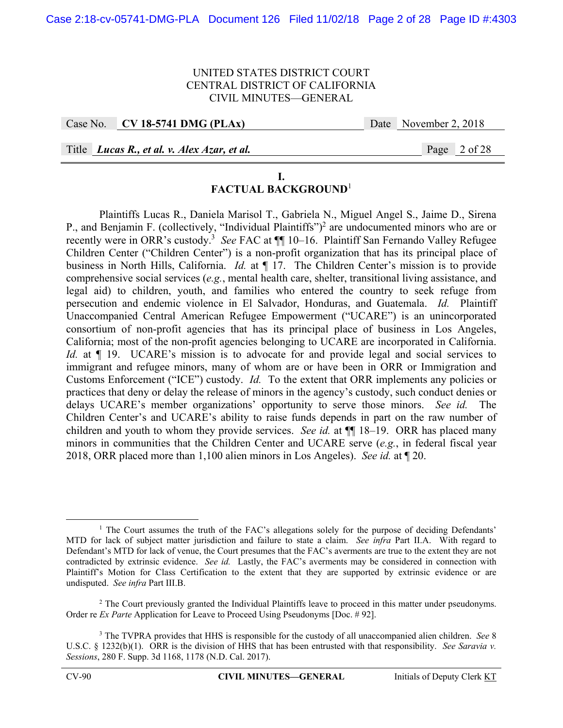UNITED STATES DISTRICT COURT
CENTRAL DISTRICT OF CALIFORNIA
CIVIL MINUTES—GENERAL

Case No. **CV 18-5741 DMG (PLAx)** Date November 2, 2018

Title ***Lucas R., et al. v. Alex Azar, et al.***

## I. FACTUAL BACKGROUND[1]

Plaintiffs Lucas R., Daniela Marisol T., Gabriela N., Miguel Angel S., Jaime D., Sirena P., and Benjamin F. (collectively, "Individual Plaintiffs")[2] are undocumented minors who are or recently were in ORR's custody.[3] *See* FAC at ¶¶ 10–16. Plaintiff San Fernando Valley Refugee Children Center ("Children Center") is a non-profit organization that has its principal place of business in North Hills, California. *Id.* at ¶ 17. The Children Center's mission is to provide comprehensive social services (*e.g.*, mental health care, shelter, transitional living assistance, and legal aid) to children, youth, and families who entered the country to seek refuge from persecution and endemic violence in El Salvador, Honduras, and Guatemala. *Id.* Plaintiff Unaccompanied Central American Refugee Empowerment ("UCARE") is an unincorporated consortium of non-profit agencies that has its principal place of business in Los Angeles, California; most of the non-profit agencies belonging to UCARE are incorporated in California. *Id.* at ¶ 19. UCARE's mission is to advocate for and provide legal and social services to immigrant and refugee minors, many of whom are or have been in ORR or Immigration and Customs Enforcement ("ICE") custody. *Id.* To the extent that ORR implements any policies or practices that deny or delay the release of minors in the agency's custody, such conduct denies or delays UCARE's member organizations' opportunity to serve those minors. *See id.* The Children Center's and UCARE's ability to raise funds depends in part on the raw number of children and youth to whom they provide services. *See id.* at ¶¶ 18–19. ORR has placed many minors in communities that the Children Center and UCARE serve (*e.g.*, in federal fiscal year 2018, ORR placed more than 1,100 alien minors in Los Angeles). *See id.* at ¶ 20.

---

[1] The Court assumes the truth of the FAC's allegations solely for the purpose of deciding Defendants' MTD for lack of subject matter jurisdiction and failure to state a claim. *See infra* Part II.A. With regard to Defendant's MTD for lack of venue, the Court presumes that the FAC's averments are true to the extent they are not contradicted by extrinsic evidence. *See id.* Lastly, the FAC's averments may be considered in connection with Plaintiff's Motion for Class Certification to the extent that they are supported by extrinsic evidence or are undisputed. *See infra* Part III.B.

[2] The Court previously granted the Individual Plaintiffs leave to proceed in this matter under pseudonyms. Order re *Ex Parte* Application for Leave to Proceed Using Pseudonyms [Doc. # 92].

[3] The TVPRA provides that HHS is responsible for the custody of all unaccompanied alien children. *See* 8 U.S.C. § 1232(b)(1). ORR is the division of HHS that has been entrusted with that responsibility. *See Saravia v. Sessions*, 280 F. Supp. 3d 1168, 1178 (N.D. Cal. 2017).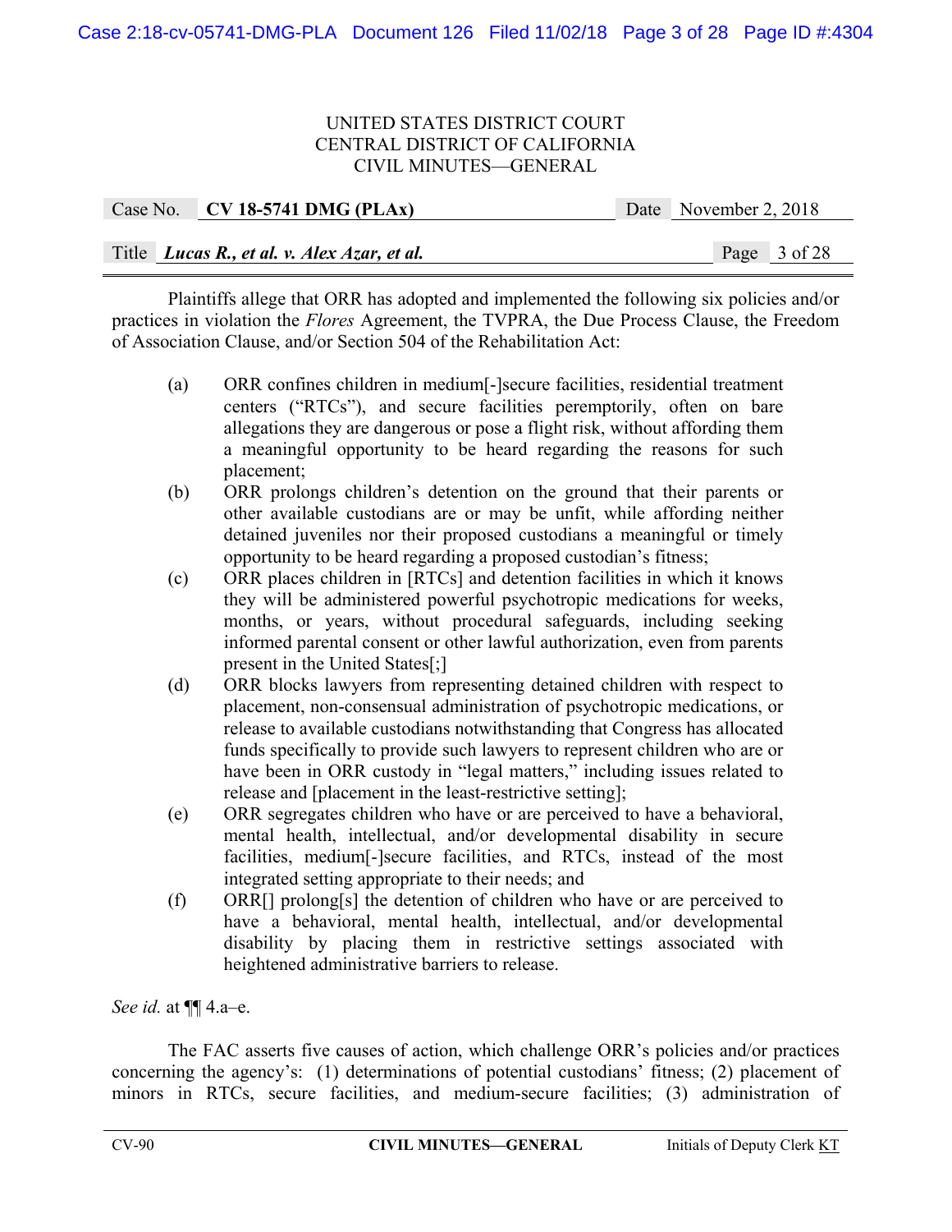Plaintiffs allege that ORR has adopted and implemented the following six policies and/or practices in violation the *Flores* Agreement, the TVPRA, the Due Process Clause, the Freedom of Association Clause, and/or Section 504 of the Rehabilitation Act:

> (a) ORR confines children in medium[-]secure facilities, residential treatment centers ("RTCs"), and secure facilities peremptorily, often on bare allegations they are dangerous or pose a flight risk, without affording them a meaningful opportunity to be heard regarding the reasons for such placement;
>
> (b) ORR prolongs children's detention on the ground that their parents or other available custodians are or may be unfit, while affording neither detained juveniles nor their proposed custodians a meaningful or timely opportunity to be heard regarding a proposed custodian's fitness;
>
> (c) ORR places children in [RTCs] and detention facilities in which it knows they will be administered powerful psychotropic medications for weeks, months, or years, without procedural safeguards, including seeking informed parental consent or other lawful authorization, even from parents present in the United States[;]
>
> (d) ORR blocks lawyers from representing detained children with respect to placement, non-consensual administration of psychotropic medications, or release to available custodians notwithstanding that Congress has allocated funds specifically to provide such lawyers to represent children who are or have been in ORR custody in "legal matters," including issues related to release and [placement in the least-restrictive setting];
>
> (e) ORR segregates children who have or are perceived to have a behavioral, mental health, intellectual, and/or developmental disability in secure facilities, medium[-]secure facilities, and RTCs, instead of the most integrated setting appropriate to their needs; and
>
> (f) ORR[] prolong[s] the detention of children who have or are perceived to have a behavioral, mental health, intellectual, and/or developmental disability by placing them in restrictive settings associated with heightened administrative barriers to release.

*See id.* at ¶¶ 4.a–e.

The FAC asserts five causes of action, which challenge ORR's policies and/or practices concerning the agency's: (1) determinations of potential custodians' fitness; (2) placement of minors in RTCs, secure facilities, and medium-secure facilities; (3) administration of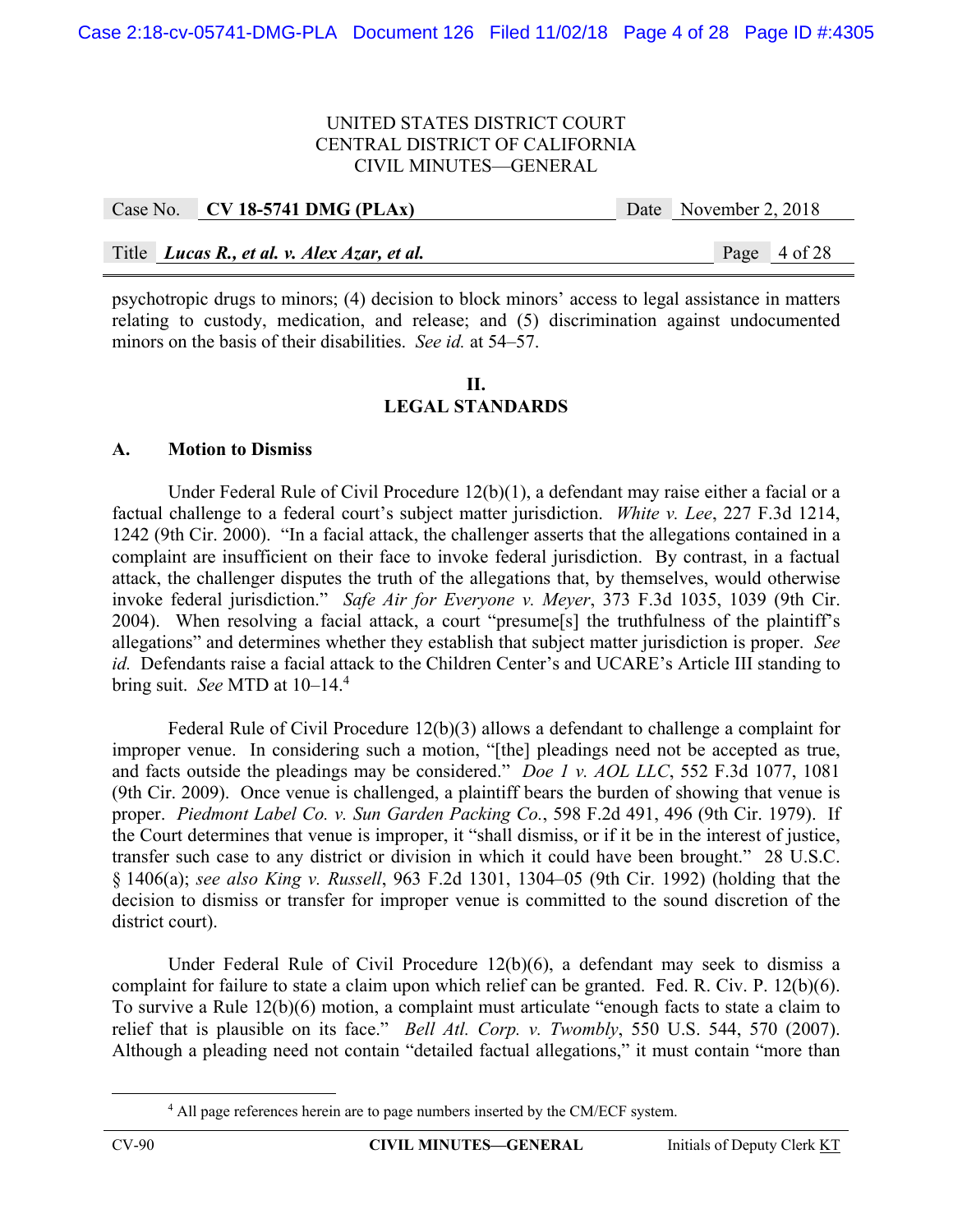psychotropic drugs to minors; (4) decision to block minors' access to legal assistance in matters relating to custody, medication, and release; and (5) discrimination against undocumented minors on the basis of their disabilities. *See id.* at 54–57.

## II.
## LEGAL STANDARDS

### A. Motion to Dismiss

Under Federal Rule of Civil Procedure 12(b)(1), a defendant may raise either a facial or a factual challenge to a federal court's subject matter jurisdiction. *White v. Lee*, 227 F.3d 1214, 1242 (9th Cir. 2000). "In a facial attack, the challenger asserts that the allegations contained in a complaint are insufficient on their face to invoke federal jurisdiction. By contrast, in a factual attack, the challenger disputes the truth of the allegations that, by themselves, would otherwise invoke federal jurisdiction." *Safe Air for Everyone v. Meyer*, 373 F.3d 1035, 1039 (9th Cir. 2004). When resolving a facial attack, a court "presume[s] the truthfulness of the plaintiff's allegations" and determines whether they establish that subject matter jurisdiction is proper. *See id.* Defendants raise a facial attack to the Children Center's and UCARE's Article III standing to bring suit. *See* MTD at 10–14.[4]

Federal Rule of Civil Procedure 12(b)(3) allows a defendant to challenge a complaint for improper venue. In considering such a motion, "[the] pleadings need not be accepted as true, and facts outside the pleadings may be considered." *Doe 1 v. AOL LLC*, 552 F.3d 1077, 1081 (9th Cir. 2009). Once venue is challenged, a plaintiff bears the burden of showing that venue is proper. *Piedmont Label Co. v. Sun Garden Packing Co.*, 598 F.2d 491, 496 (9th Cir. 1979). If the Court determines that venue is improper, it "shall dismiss, or if it be in the interest of justice, transfer such case to any district or division in which it could have been brought." 28 U.S.C. § 1406(a); *see also King v. Russell*, 963 F.2d 1301, 1304–05 (9th Cir. 1992) (holding that the decision to dismiss or transfer for improper venue is committed to the sound discretion of the district court).

Under Federal Rule of Civil Procedure 12(b)(6), a defendant may seek to dismiss a complaint for failure to state a claim upon which relief can be granted. Fed. R. Civ. P. 12(b)(6). To survive a Rule 12(b)(6) motion, a complaint must articulate "enough facts to state a claim to relief that is plausible on its face." *Bell Atl. Corp. v. Twombly*, 550 U.S. 544, 570 (2007). Although a pleading need not contain "detailed factual allegations," it must contain "more than

[4] All page references herein are to page numbers inserted by the CM/ECF system.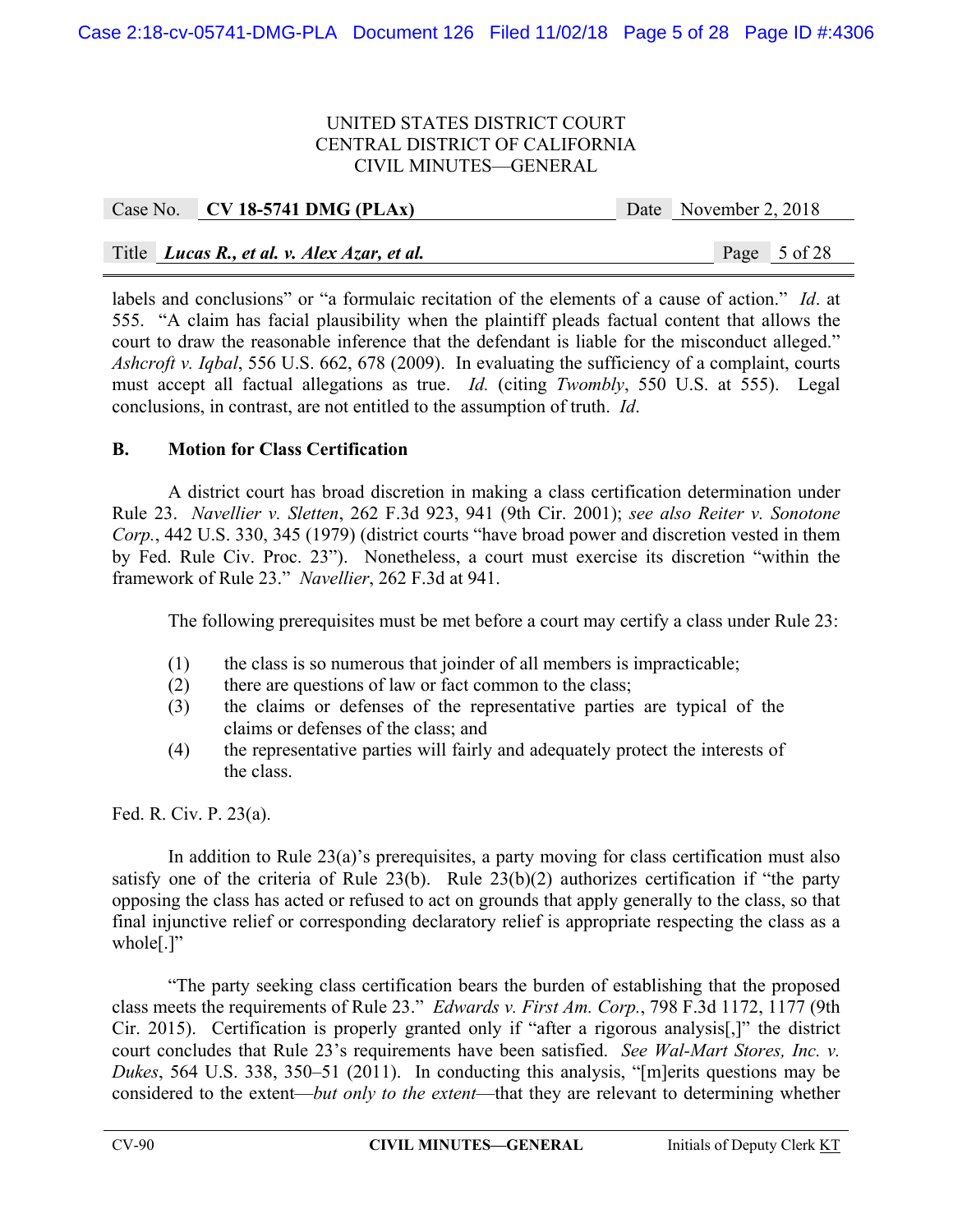labels and conclusions" or "a formulaic recitation of the elements of a cause of action." *Id*. at 555. "A claim has facial plausibility when the plaintiff pleads factual content that allows the court to draw the reasonable inference that the defendant is liable for the misconduct alleged." *Ashcroft v. Iqbal*, 556 U.S. 662, 678 (2009). In evaluating the sufficiency of a complaint, courts must accept all factual allegations as true. *Id.* (citing *Twombly*, 550 U.S. at 555). Legal conclusions, in contrast, are not entitled to the assumption of truth. *Id*.

**B. Motion for Class Certification**

A district court has broad discretion in making a class certification determination under Rule 23. *Navellier v. Sletten*, 262 F.3d 923, 941 (9th Cir. 2001); *see also Reiter v. Sonotone Corp.*, 442 U.S. 330, 345 (1979) (district courts "have broad power and discretion vested in them by Fed. Rule Civ. Proc. 23"). Nonetheless, a court must exercise its discretion "within the framework of Rule 23." *Navellier*, 262 F.3d at 941.

The following prerequisites must be met before a court may certify a class under Rule 23:

(1) the class is so numerous that joinder of all members is impracticable;
(2) there are questions of law or fact common to the class;
(3) the claims or defenses of the representative parties are typical of the claims or defenses of the class; and
(4) the representative parties will fairly and adequately protect the interests of the class.

Fed. R. Civ. P. 23(a).

In addition to Rule 23(a)'s prerequisites, a party moving for class certification must also satisfy one of the criteria of Rule 23(b). Rule 23(b)(2) authorizes certification if "the party opposing the class has acted or refused to act on grounds that apply generally to the class, so that final injunctive relief or corresponding declaratory relief is appropriate respecting the class as a whole[.]"

"The party seeking class certification bears the burden of establishing that the proposed class meets the requirements of Rule 23." *Edwards v. First Am. Corp.*, 798 F.3d 1172, 1177 (9th Cir. 2015). Certification is properly granted only if "after a rigorous analysis[,]" the district court concludes that Rule 23's requirements have been satisfied. *See Wal-Mart Stores, Inc. v. Dukes*, 564 U.S. 338, 350–51 (2011). In conducting this analysis, "[m]erits questions may be considered to the extent—*but only to the extent*—that they are relevant to determining whether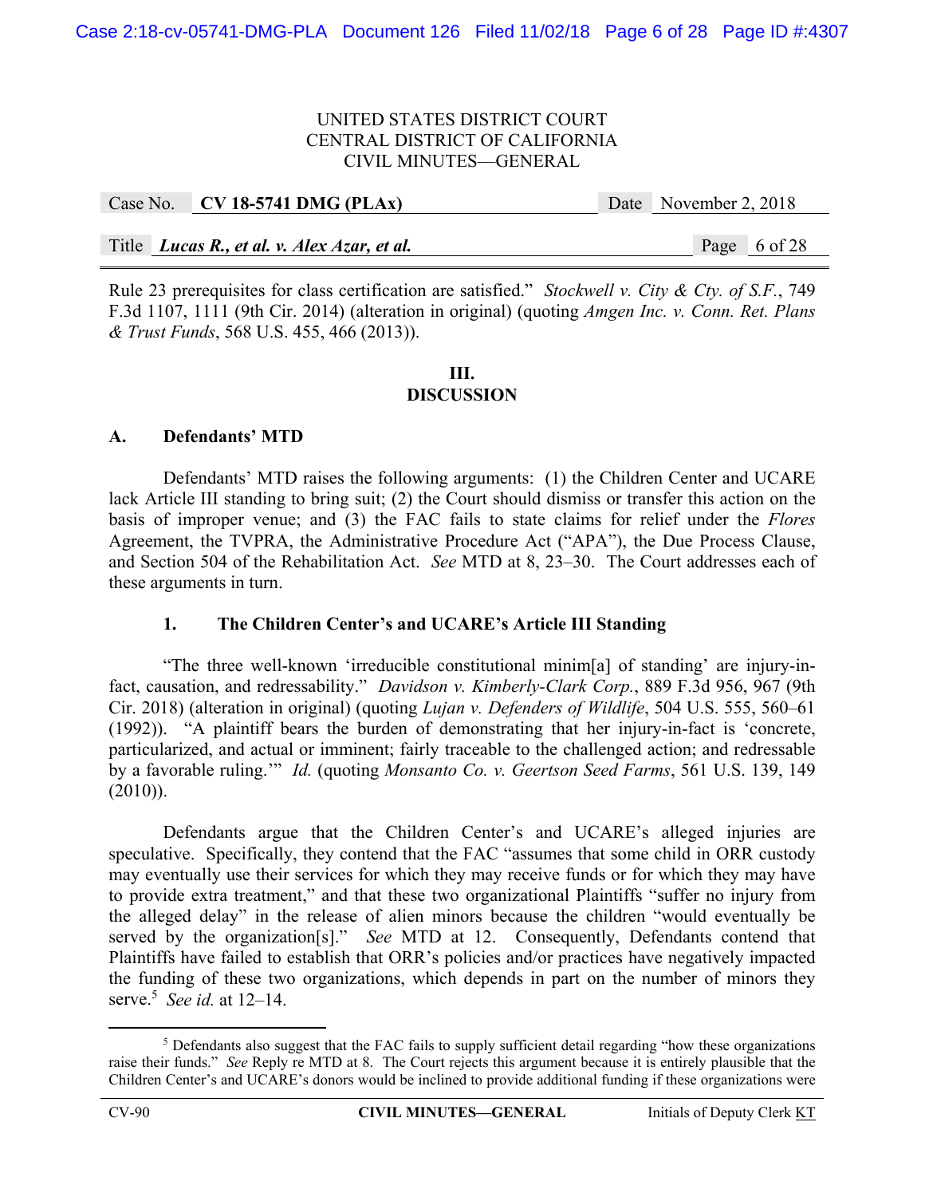Rule 23 prerequisites for class certification are satisfied." *Stockwell v. City & Cty. of S.F.*, 749 F.3d 1107, 1111 (9th Cir. 2014) (alteration in original) (quoting *Amgen Inc. v. Conn. Ret. Plans & Trust Funds*, 568 U.S. 455, 466 (2013)).

## III. DISCUSSION

### A. Defendants' MTD

Defendants' MTD raises the following arguments: (1) the Children Center and UCARE lack Article III standing to bring suit; (2) the Court should dismiss or transfer this action on the basis of improper venue; and (3) the FAC fails to state claims for relief under the *Flores* Agreement, the TVPRA, the Administrative Procedure Act ("APA"), the Due Process Clause, and Section 504 of the Rehabilitation Act. *See* MTD at 8, 23–30. The Court addresses each of these arguments in turn.

#### 1. The Children Center's and UCARE's Article III Standing

"The three well-known 'irreducible constitutional minim[a] of standing' are injury-in-fact, causation, and redressability." *Davidson v. Kimberly-Clark Corp.*, 889 F.3d 956, 967 (9th Cir. 2018) (alteration in original) (quoting *Lujan v. Defenders of Wildlife*, 504 U.S. 555, 560–61 (1992)). "A plaintiff bears the burden of demonstrating that her injury-in-fact is 'concrete, particularized, and actual or imminent; fairly traceable to the challenged action; and redressable by a favorable ruling.'" *Id.* (quoting *Monsanto Co. v. Geertson Seed Farms*, 561 U.S. 139, 149 (2010)).

Defendants argue that the Children Center's and UCARE's alleged injuries are speculative. Specifically, they contend that the FAC "assumes that some child in ORR custody may eventually use their services for which they may receive funds or for which they may have to provide extra treatment," and that these two organizational Plaintiffs "suffer no injury from the alleged delay" in the release of alien minors because the children "would eventually be served by the organization[s]." *See* MTD at 12. Consequently, Defendants contend that Plaintiffs have failed to establish that ORR's policies and/or practices have negatively impacted the funding of these two organizations, which depends in part on the number of minors they serve.[5] *See id.* at 12–14.

[5] Defendants also suggest that the FAC fails to supply sufficient detail regarding "how these organizations raise their funds." *See* Reply re MTD at 8. The Court rejects this argument because it is entirely plausible that the Children Center's and UCARE's donors would be inclined to provide additional funding if these organizations were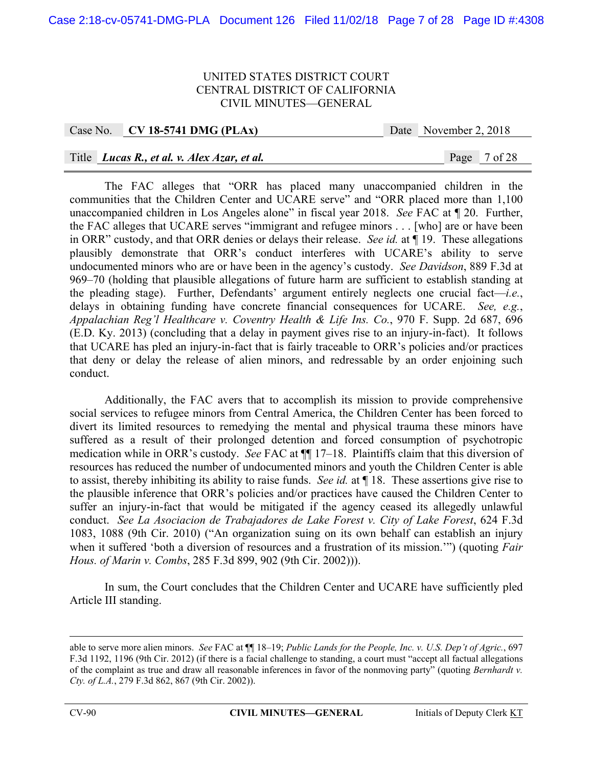The FAC alleges that "ORR has placed many unaccompanied children in the communities that the Children Center and UCARE serve" and "ORR placed more than 1,100 unaccompanied children in Los Angeles alone" in fiscal year 2018. *See* FAC at ¶ 20. Further, the FAC alleges that UCARE serves "immigrant and refugee minors . . . [who] are or have been in ORR" custody, and that ORR denies or delays their release. *See id.* at ¶ 19. These allegations plausibly demonstrate that ORR's conduct interferes with UCARE's ability to serve undocumented minors who are or have been in the agency's custody. *See Davidson*, 889 F.3d at 969–70 (holding that plausible allegations of future harm are sufficient to establish standing at the pleading stage). Further, Defendants' argument entirely neglects one crucial fact—*i.e.*, delays in obtaining funding have concrete financial consequences for UCARE. *See, e.g.*, *Appalachian Reg'l Healthcare v. Coventry Health & Life Ins. Co.*, 970 F. Supp. 2d 687, 696 (E.D. Ky. 2013) (concluding that a delay in payment gives rise to an injury-in-fact). It follows that UCARE has pled an injury-in-fact that is fairly traceable to ORR's policies and/or practices that deny or delay the release of alien minors, and redressable by an order enjoining such conduct.

Additionally, the FAC avers that to accomplish its mission to provide comprehensive social services to refugee minors from Central America, the Children Center has been forced to divert its limited resources to remedying the mental and physical trauma these minors have suffered as a result of their prolonged detention and forced consumption of psychotropic medication while in ORR's custody. *See* FAC at ¶¶ 17–18. Plaintiffs claim that this diversion of resources has reduced the number of undocumented minors and youth the Children Center is able to assist, thereby inhibiting its ability to raise funds. *See id.* at ¶ 18. These assertions give rise to the plausible inference that ORR's policies and/or practices have caused the Children Center to suffer an injury-in-fact that would be mitigated if the agency ceased its allegedly unlawful conduct. *See La Asociacion de Trabajadores de Lake Forest v. City of Lake Forest*, 624 F.3d 1083, 1088 (9th Cir. 2010) ("An organization suing on its own behalf can establish an injury when it suffered 'both a diversion of resources and a frustration of its mission.'") (quoting *Fair Hous. of Marin v. Combs*, 285 F.3d 899, 902 (9th Cir. 2002))).

In sum, the Court concludes that the Children Center and UCARE have sufficiently pled Article III standing.

---

able to serve more alien minors. *See* FAC at ¶¶ 18–19; *Public Lands for the People, Inc. v. U.S. Dep't of Agric.*, 697 F.3d 1192, 1196 (9th Cir. 2012) (if there is a facial challenge to standing, a court must "accept all factual allegations of the complaint as true and draw all reasonable inferences in favor of the nonmoving party" (quoting *Bernhardt v. Cty. of L.A.*, 279 F.3d 862, 867 (9th Cir. 2002)).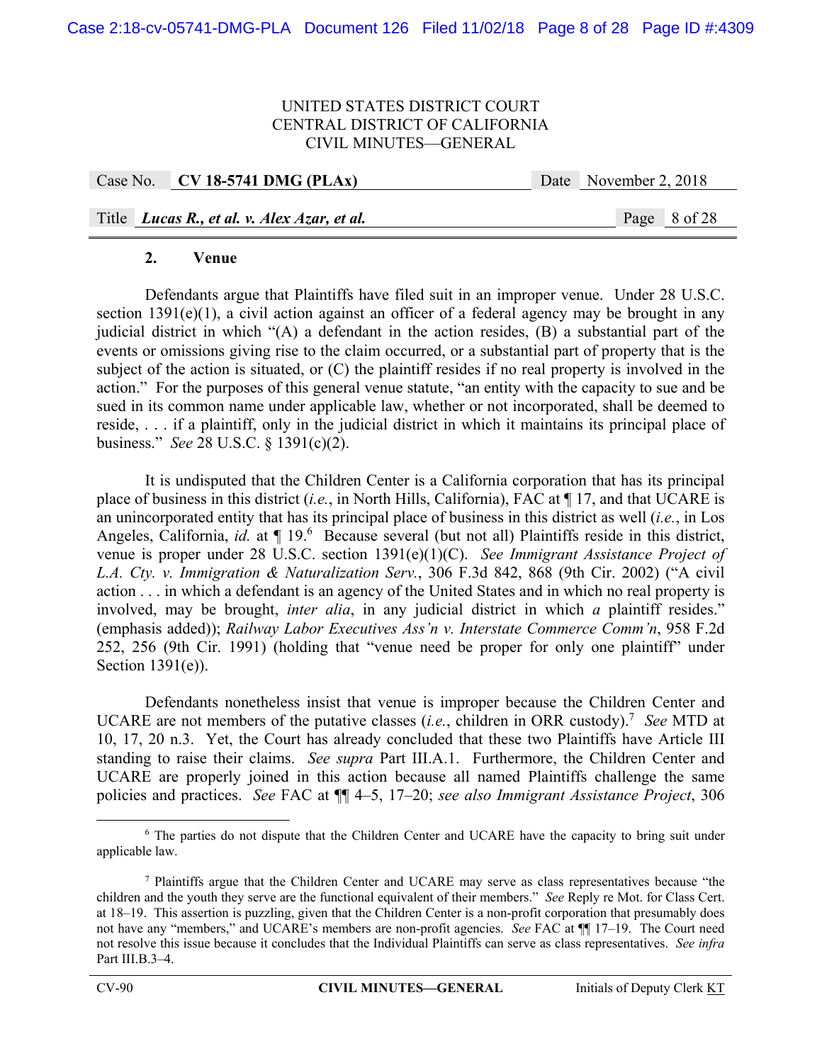### 2. Venue

Defendants argue that Plaintiffs have filed suit in an improper venue. Under 28 U.S.C. section 1391(e)(1), a civil action against an officer of a federal agency may be brought in any judicial district in which "(A) a defendant in the action resides, (B) a substantial part of the events or omissions giving rise to the claim occurred, or a substantial part of property that is the subject of the action is situated, or (C) the plaintiff resides if no real property is involved in the action." For the purposes of this general venue statute, "an entity with the capacity to sue and be sued in its common name under applicable law, whether or not incorporated, shall be deemed to reside, . . . if a plaintiff, only in the judicial district in which it maintains its principal place of business." *See* 28 U.S.C. § 1391(c)(2).

It is undisputed that the Children Center is a California corporation that has its principal place of business in this district (*i.e.*, in North Hills, California), FAC at ¶ 17, and that UCARE is an unincorporated entity that has its principal place of business in this district as well (*i.e.*, in Los Angeles, California, *id.* at ¶ 19.[6] Because several (but not all) Plaintiffs reside in this district, venue is proper under 28 U.S.C. section 1391(e)(1)(C). *See Immigrant Assistance Project of L.A. Cty. v. Immigration & Naturalization Serv.*, 306 F.3d 842, 868 (9th Cir. 2002) ("A civil action . . . in which a defendant is an agency of the United States and in which no real property is involved, may be brought, *inter alia*, in any judicial district in which *a* plaintiff resides." (emphasis added)); *Railway Labor Executives Ass'n v. Interstate Commerce Comm'n*, 958 F.2d 252, 256 (9th Cir. 1991) (holding that "venue need be proper for only one plaintiff" under Section 1391(e)).

Defendants nonetheless insist that venue is improper because the Children Center and UCARE are not members of the putative classes (*i.e.*, children in ORR custody).[7] *See* MTD at 10, 17, 20 n.3. Yet, the Court has already concluded that these two Plaintiffs have Article III standing to raise their claims. *See supra* Part III.A.1. Furthermore, the Children Center and UCARE are properly joined in this action because all named Plaintiffs challenge the same policies and practices. *See* FAC at ¶¶ 4–5, 17–20; *see also Immigrant Assistance Project*, 306

---

[6] The parties do not dispute that the Children Center and UCARE have the capacity to bring suit under applicable law.

[7] Plaintiffs argue that the Children Center and UCARE may serve as class representatives because "the children and the youth they serve are the functional equivalent of their members." *See* Reply re Mot. for Class Cert. at 18–19. This assertion is puzzling, given that the Children Center is a non-profit corporation that presumably does not have any "members," and UCARE's members are non-profit agencies. *See* FAC at ¶¶ 17–19. The Court need not resolve this issue because it concludes that the Individual Plaintiffs can serve as class representatives. *See infra* Part III.B.3–4.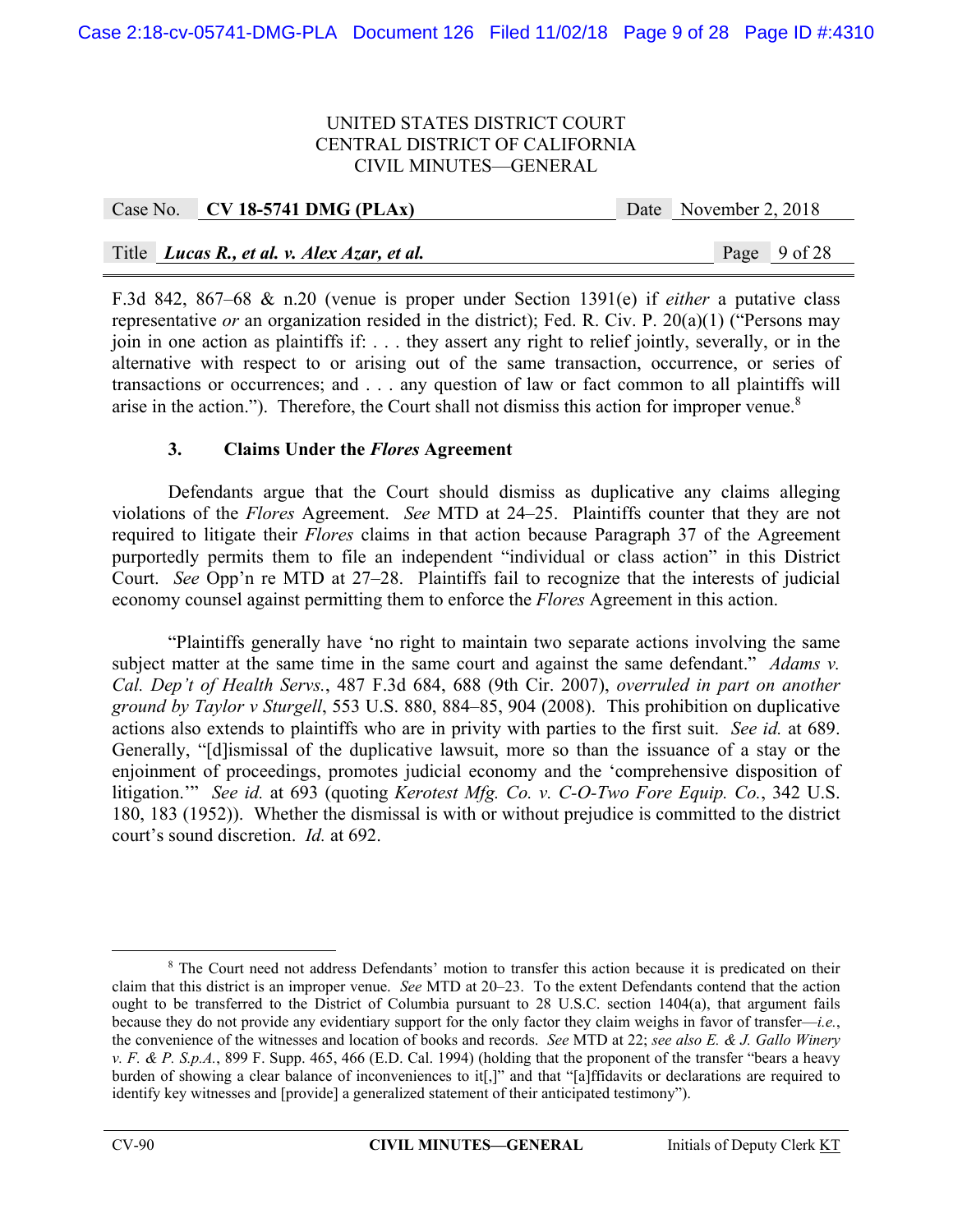F.3d 842, 867–68 & n.20 (venue is proper under Section 1391(e) if *either* a putative class representative *or* an organization resided in the district); Fed. R. Civ. P. 20(a)(1) ("Persons may join in one action as plaintiffs if: . . . they assert any right to relief jointly, severally, or in the alternative with respect to or arising out of the same transaction, occurrence, or series of transactions or occurrences; and . . . any question of law or fact common to all plaintiffs will arise in the action."). Therefore, the Court shall not dismiss this action for improper venue.[8]

### 3. Claims Under the *Flores* Agreement

Defendants argue that the Court should dismiss as duplicative any claims alleging violations of the *Flores* Agreement. *See* MTD at 24–25. Plaintiffs counter that they are not required to litigate their *Flores* claims in that action because Paragraph 37 of the Agreement purportedly permits them to file an independent "individual or class action" in this District Court. *See* Opp'n re MTD at 27–28. Plaintiffs fail to recognize that the interests of judicial economy counsel against permitting them to enforce the *Flores* Agreement in this action.

"Plaintiffs generally have 'no right to maintain two separate actions involving the same subject matter at the same time in the same court and against the same defendant." *Adams v. Cal. Dep't of Health Servs.*, 487 F.3d 684, 688 (9th Cir. 2007), *overruled in part on another ground by Taylor v Sturgell*, 553 U.S. 880, 884–85, 904 (2008). This prohibition on duplicative actions also extends to plaintiffs who are in privity with parties to the first suit. *See id.* at 689. Generally, "[d]ismissal of the duplicative lawsuit, more so than the issuance of a stay or the enjoinment of proceedings, promotes judicial economy and the 'comprehensive disposition of litigation.'" *See id.* at 693 (quoting *Kerotest Mfg. Co. v. C-O-Two Fore Equip. Co.*, 342 U.S. 180, 183 (1952)). Whether the dismissal is with or without prejudice is committed to the district court's sound discretion. *Id.* at 692.

---

[8] The Court need not address Defendants' motion to transfer this action because it is predicated on their claim that this district is an improper venue. *See* MTD at 20–23. To the extent Defendants contend that the action ought to be transferred to the District of Columbia pursuant to 28 U.S.C. section 1404(a), that argument fails because they do not provide any evidentiary support for the only factor they claim weighs in favor of transfer—*i.e.*, the convenience of the witnesses and location of books and records. *See* MTD at 22; *see also E. & J. Gallo Winery v. F. & P. S.p.A.*, 899 F. Supp. 465, 466 (E.D. Cal. 1994) (holding that the proponent of the transfer "bears a heavy burden of showing a clear balance of inconveniences to it[,]" and that "[a]ffidavits or declarations are required to identify key witnesses and [provide] a generalized statement of their anticipated testimony").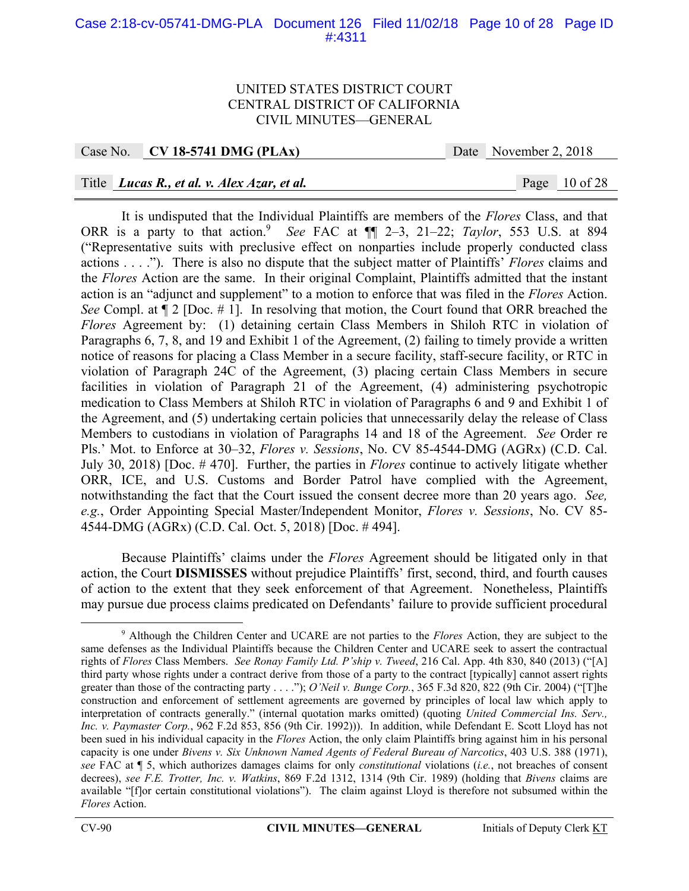It is undisputed that the Individual Plaintiffs are members of the *Flores* Class, and that ORR is a party to that action.[9] *See* FAC at ¶¶ 2–3, 21–22; *Taylor*, 553 U.S. at 894 ("Representative suits with preclusive effect on nonparties include properly conducted class actions . . . ."). There is also no dispute that the subject matter of Plaintiffs' *Flores* claims and the *Flores* Action are the same. In their original Complaint, Plaintiffs admitted that the instant action is an "adjunct and supplement" to a motion to enforce that was filed in the *Flores* Action. *See* Compl. at ¶ 2 [Doc. # 1]. In resolving that motion, the Court found that ORR breached the *Flores* Agreement by: (1) detaining certain Class Members in Shiloh RTC in violation of Paragraphs 6, 7, 8, and 19 and Exhibit 1 of the Agreement, (2) failing to timely provide a written notice of reasons for placing a Class Member in a secure facility, staff-secure facility, or RTC in violation of Paragraph 24C of the Agreement, (3) placing certain Class Members in secure facilities in violation of Paragraph 21 of the Agreement, (4) administering psychotropic medication to Class Members at Shiloh RTC in violation of Paragraphs 6 and 9 and Exhibit 1 of the Agreement, and (5) undertaking certain policies that unnecessarily delay the release of Class Members to custodians in violation of Paragraphs 14 and 18 of the Agreement. *See* Order re Pls.' Mot. to Enforce at 30–32, *Flores v. Sessions*, No. CV 85-4544-DMG (AGRx) (C.D. Cal. July 30, 2018) [Doc. # 470]. Further, the parties in *Flores* continue to actively litigate whether ORR, ICE, and U.S. Customs and Border Patrol have complied with the Agreement, notwithstanding the fact that the Court issued the consent decree more than 20 years ago. *See, e.g.*, Order Appointing Special Master/Independent Monitor, *Flores v. Sessions*, No. CV 85-4544-DMG (AGRx) (C.D. Cal. Oct. 5, 2018) [Doc. # 494].

Because Plaintiffs' claims under the *Flores* Agreement should be litigated only in that action, the Court **DISMISSES** without prejudice Plaintiffs' first, second, third, and fourth causes of action to the extent that they seek enforcement of that Agreement. Nonetheless, Plaintiffs may pursue due process claims predicated on Defendants' failure to provide sufficient procedural

---

[9] Although the Children Center and UCARE are not parties to the *Flores* Action, they are subject to the same defenses as the Individual Plaintiffs because the Children Center and UCARE seek to assert the contractual rights of *Flores* Class Members. *See Ronay Family Ltd. P'ship v. Tweed*, 216 Cal. App. 4th 830, 840 (2013) ("[A] third party whose rights under a contract derive from those of a party to the contract [typically] cannot assert rights greater than those of the contracting party . . . ."); *O'Neil v. Bunge Corp.*, 365 F.3d 820, 822 (9th Cir. 2004) ("[T]he construction and enforcement of settlement agreements are governed by principles of local law which apply to interpretation of contracts generally." (internal quotation marks omitted) (quoting *United Commercial Ins. Serv., Inc. v. Paymaster Corp.*, 962 F.2d 853, 856 (9th Cir. 1992))). In addition, while Defendant E. Scott Lloyd has not been sued in his individual capacity in the *Flores* Action, the only claim Plaintiffs bring against him in his personal capacity is one under *Bivens v. Six Unknown Named Agents of Federal Bureau of Narcotics*, 403 U.S. 388 (1971), *see* FAC at ¶ 5, which authorizes damages claims for only *constitutional* violations (*i.e.*, not breaches of consent decrees), *see F.E. Trotter, Inc. v. Watkins*, 869 F.2d 1312, 1314 (9th Cir. 1989) (holding that *Bivens* claims are available "[f]or certain constitutional violations"). The claim against Lloyd is therefore not subsumed within the *Flores* Action.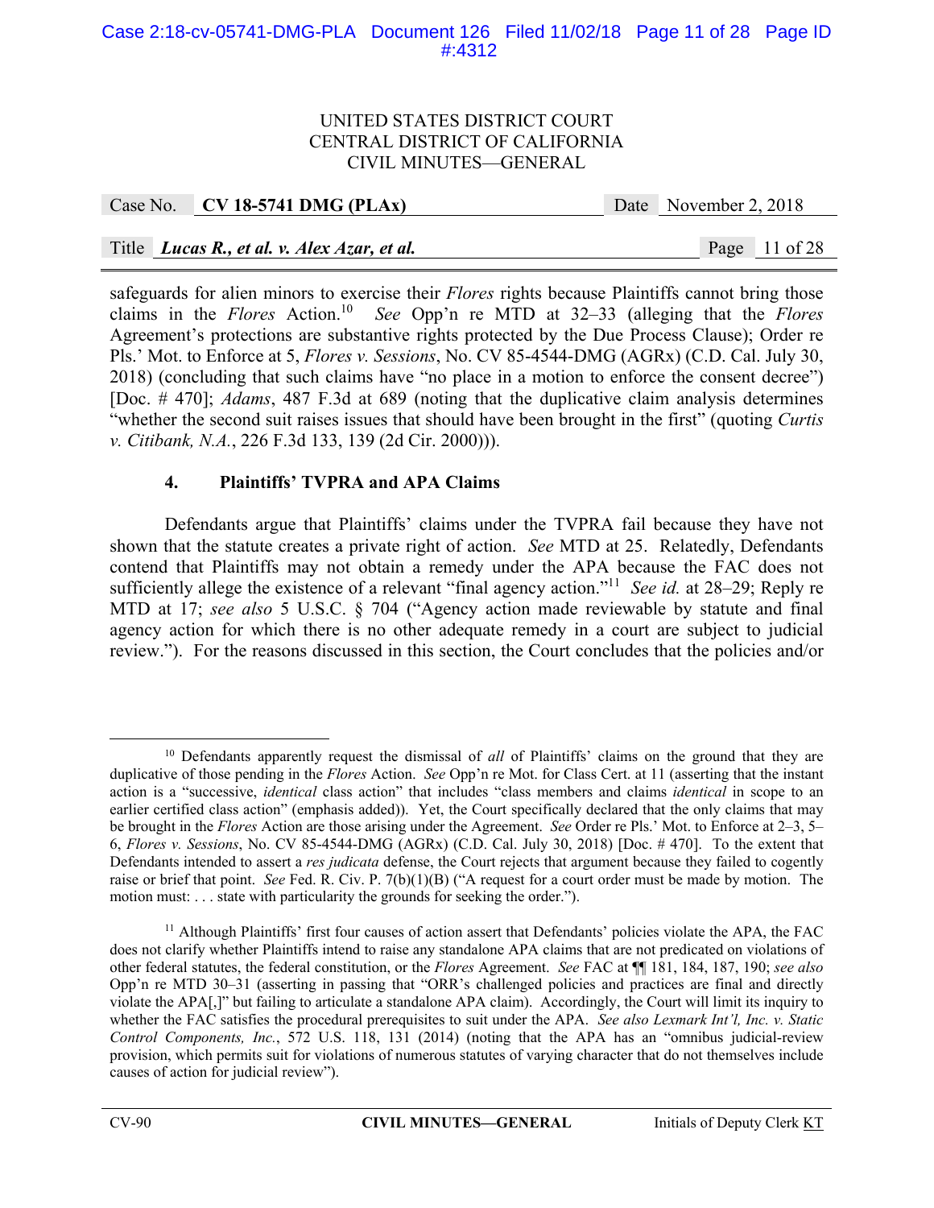safeguards for alien minors to exercise their *Flores* rights because Plaintiffs cannot bring those claims in the *Flores* Action.[10] *See* Opp'n re MTD at 32–33 (alleging that the *Flores* Agreement's protections are substantive rights protected by the Due Process Clause); Order re Pls.' Mot. to Enforce at 5, *Flores v. Sessions*, No. CV 85-4544-DMG (AGRx) (C.D. Cal. July 30, 2018) (concluding that such claims have "no place in a motion to enforce the consent decree") [Doc. # 470]; *Adams*, 487 F.3d at 689 (noting that the duplicative claim analysis determines "whether the second suit raises issues that should have been brought in the first" (quoting *Curtis v. Citibank, N.A.*, 226 F.3d 133, 139 (2d Cir. 2000))).

### 4. Plaintiffs' TVPRA and APA Claims

Defendants argue that Plaintiffs' claims under the TVPRA fail because they have not shown that the statute creates a private right of action. *See* MTD at 25. Relatedly, Defendants contend that Plaintiffs may not obtain a remedy under the APA because the FAC does not sufficiently allege the existence of a relevant "final agency action."[11] *See id.* at 28–29; Reply re MTD at 17; *see also* 5 U.S.C. § 704 ("Agency action made reviewable by statute and final agency action for which there is no other adequate remedy in a court are subject to judicial review."). For the reasons discussed in this section, the Court concludes that the policies and/or

---

[10] Defendants apparently request the dismissal of *all* of Plaintiffs' claims on the ground that they are duplicative of those pending in the *Flores* Action. *See* Opp'n re Mot. for Class Cert. at 11 (asserting that the instant action is a "successive, *identical* class action" that includes "class members and claims *identical* in scope to an earlier certified class action" (emphasis added)). Yet, the Court specifically declared that the only claims that may be brought in the *Flores* Action are those arising under the Agreement. *See* Order re Pls.' Mot. to Enforce at 2–3, 5–6, *Flores v. Sessions*, No. CV 85-4544-DMG (AGRx) (C.D. Cal. July 30, 2018) [Doc. # 470]. To the extent that Defendants intended to assert a *res judicata* defense, the Court rejects that argument because they failed to cogently raise or brief that point. *See* Fed. R. Civ. P. 7(b)(1)(B) ("A request for a court order must be made by motion. The motion must: . . . state with particularity the grounds for seeking the order.").

[11] Although Plaintiffs' first four causes of action assert that Defendants' policies violate the APA, the FAC does not clarify whether Plaintiffs intend to raise any standalone APA claims that are not predicated on violations of other federal statutes, the federal constitution, or the *Flores* Agreement. *See* FAC at ¶¶ 181, 184, 187, 190; *see also* Opp'n re MTD 30–31 (asserting in passing that "ORR's challenged policies and practices are final and directly violate the APA[,]" but failing to articulate a standalone APA claim). Accordingly, the Court will limit its inquiry to whether the FAC satisfies the procedural prerequisites to suit under the APA. *See also Lexmark Int'l, Inc. v. Static Control Components, Inc.*, 572 U.S. 118, 131 (2014) (noting that the APA has an "omnibus judicial-review provision, which permits suit for violations of numerous statutes of varying character that do not themselves include causes of action for judicial review").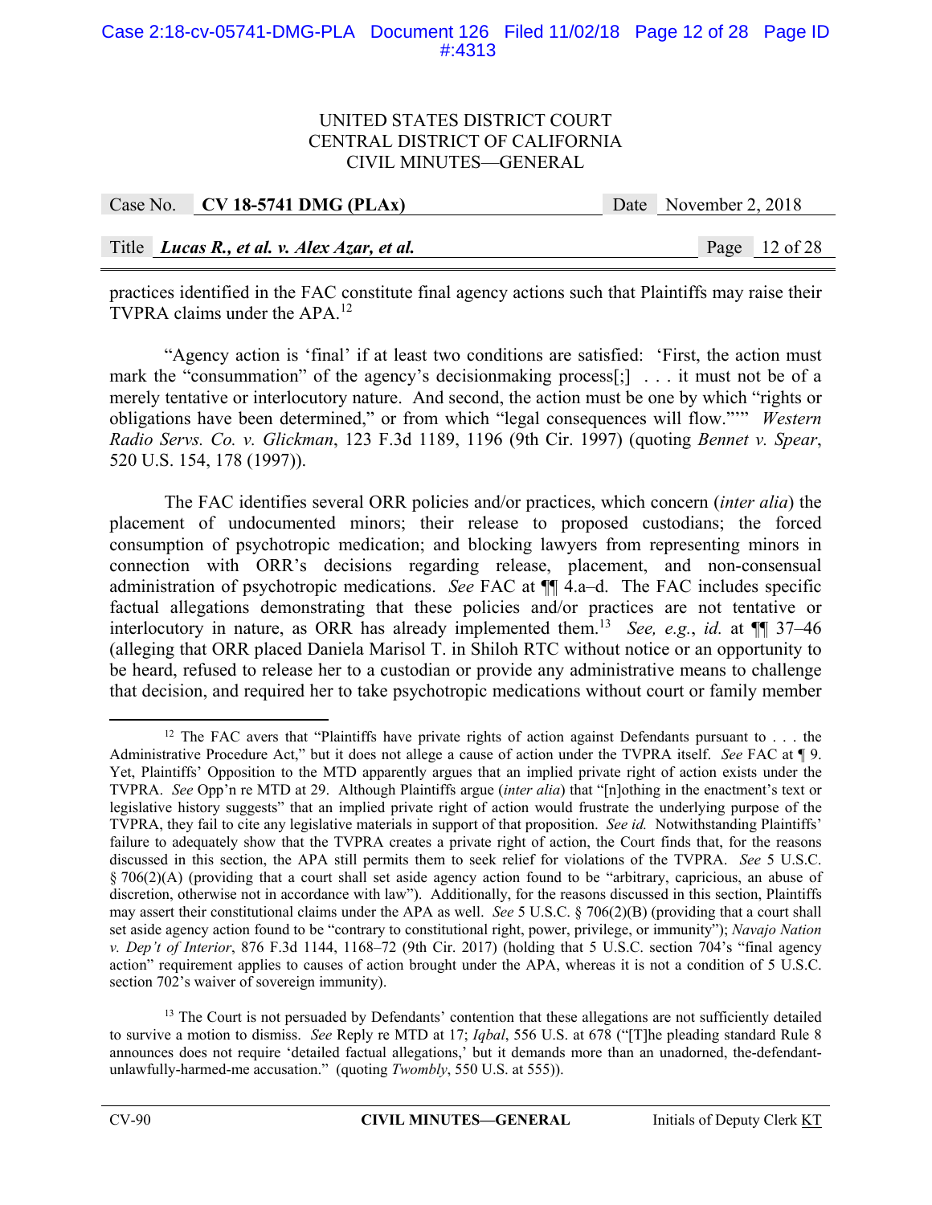practices identified in the FAC constitute final agency actions such that Plaintiffs may raise their TVPRA claims under the APA.[12]

"Agency action is 'final' if at least two conditions are satisfied: 'First, the action must mark the "consummation" of the agency's decisionmaking process[;] . . . it must not be of a merely tentative or interlocutory nature. And second, the action must be one by which "rights or obligations have been determined," or from which "legal consequences will flow."'" *Western Radio Servs. Co. v. Glickman*, 123 F.3d 1189, 1196 (9th Cir. 1997) (quoting *Bennet v. Spear*, 520 U.S. 154, 178 (1997)).

The FAC identifies several ORR policies and/or practices, which concern (*inter alia*) the placement of undocumented minors; their release to proposed custodians; the forced consumption of psychotropic medication; and blocking lawyers from representing minors in connection with ORR's decisions regarding release, placement, and non-consensual administration of psychotropic medications. *See* FAC at ¶¶ 4.a–d. The FAC includes specific factual allegations demonstrating that these policies and/or practices are not tentative or interlocutory in nature, as ORR has already implemented them.[13] *See, e.g.*, *id.* at ¶¶ 37–46 (alleging that ORR placed Daniela Marisol T. in Shiloh RTC without notice or an opportunity to be heard, refused to release her to a custodian or provide any administrative means to challenge that decision, and required her to take psychotropic medications without court or family member

---

[12] The FAC avers that "Plaintiffs have private rights of action against Defendants pursuant to . . . the Administrative Procedure Act," but it does not allege a cause of action under the TVPRA itself. *See* FAC at ¶ 9. Yet, Plaintiffs' Opposition to the MTD apparently argues that an implied private right of action exists under the TVPRA. *See* Opp'n re MTD at 29. Although Plaintiffs argue (*inter alia*) that "[n]othing in the enactment's text or legislative history suggests" that an implied private right of action would frustrate the underlying purpose of the TVPRA, they fail to cite any legislative materials in support of that proposition. *See id.* Notwithstanding Plaintiffs' failure to adequately show that the TVPRA creates a private right of action, the Court finds that, for the reasons discussed in this section, the APA still permits them to seek relief for violations of the TVPRA. *See* 5 U.S.C. § 706(2)(A) (providing that a court shall set aside agency action found to be "arbitrary, capricious, an abuse of discretion, otherwise not in accordance with law"). Additionally, for the reasons discussed in this section, Plaintiffs may assert their constitutional claims under the APA as well. *See* 5 U.S.C. § 706(2)(B) (providing that a court shall set aside agency action found to be "contrary to constitutional right, power, privilege, or immunity"); *Navajo Nation v. Dep't of Interior*, 876 F.3d 1144, 1168–72 (9th Cir. 2017) (holding that 5 U.S.C. section 704's "final agency action" requirement applies to causes of action brought under the APA, whereas it is not a condition of 5 U.S.C. section 702's waiver of sovereign immunity).

[13] The Court is not persuaded by Defendants' contention that these allegations are not sufficiently detailed to survive a motion to dismiss. *See* Reply re MTD at 17; *Iqbal*, 556 U.S. at 678 ("[T]he pleading standard Rule 8 announces does not require 'detailed factual allegations,' but it demands more than an unadorned, the-defendant-unlawfully-harmed-me accusation." (quoting *Twombly*, 550 U.S. at 555)).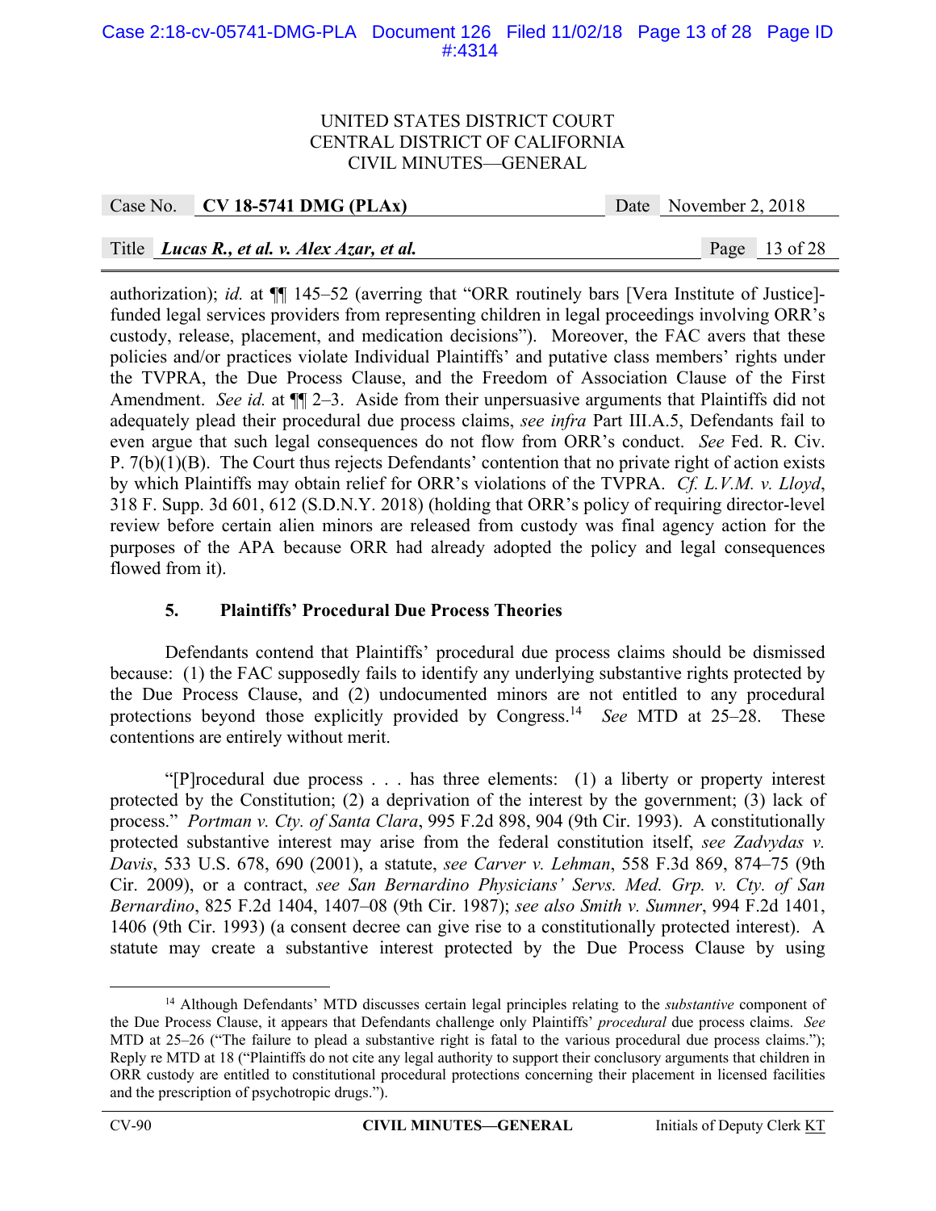authorization); *id.* at ¶¶ 145–52 (averring that "ORR routinely bars [Vera Institute of Justice]-funded legal services providers from representing children in legal proceedings involving ORR's custody, release, placement, and medication decisions"). Moreover, the FAC avers that these policies and/or practices violate Individual Plaintiffs' and putative class members' rights under the TVPRA, the Due Process Clause, and the Freedom of Association Clause of the First Amendment. *See id.* at ¶¶ 2–3. Aside from their unpersuasive arguments that Plaintiffs did not adequately plead their procedural due process claims, *see infra* Part III.A.5, Defendants fail to even argue that such legal consequences do not flow from ORR's conduct. *See* Fed. R. Civ. P. 7(b)(1)(B). The Court thus rejects Defendants' contention that no private right of action exists by which Plaintiffs may obtain relief for ORR's violations of the TVPRA. *Cf. L.V.M. v. Lloyd*, 318 F. Supp. 3d 601, 612 (S.D.N.Y. 2018) (holding that ORR's policy of requiring director-level review before certain alien minors are released from custody was final agency action for the purposes of the APA because ORR had already adopted the policy and legal consequences flowed from it).

### 5. Plaintiffs' Procedural Due Process Theories

Defendants contend that Plaintiffs' procedural due process claims should be dismissed because: (1) the FAC supposedly fails to identify any underlying substantive rights protected by the Due Process Clause, and (2) undocumented minors are not entitled to any procedural protections beyond those explicitly provided by Congress.[14] *See* MTD at 25–28. These contentions are entirely without merit.

"[P]rocedural due process . . . has three elements: (1) a liberty or property interest protected by the Constitution; (2) a deprivation of the interest by the government; (3) lack of process." *Portman v. Cty. of Santa Clara*, 995 F.2d 898, 904 (9th Cir. 1993). A constitutionally protected substantive interest may arise from the federal constitution itself, *see Zadvydas v. Davis*, 533 U.S. 678, 690 (2001), a statute, *see Carver v. Lehman*, 558 F.3d 869, 874–75 (9th Cir. 2009), or a contract, *see San Bernardino Physicians' Servs. Med. Grp. v. Cty. of San Bernardino*, 825 F.2d 1404, 1407–08 (9th Cir. 1987); *see also Smith v. Sumner*, 994 F.2d 1401, 1406 (9th Cir. 1993) (a consent decree can give rise to a constitutionally protected interest). A statute may create a substantive interest protected by the Due Process Clause by using

---

[14] Although Defendants' MTD discusses certain legal principles relating to the *substantive* component of the Due Process Clause, it appears that Defendants challenge only Plaintiffs' *procedural* due process claims. *See* MTD at 25–26 ("The failure to plead a substantive right is fatal to the various procedural due process claims."); Reply re MTD at 18 ("Plaintiffs do not cite any legal authority to support their conclusory arguments that children in ORR custody are entitled to constitutional procedural protections concerning their placement in licensed facilities and the prescription of psychotropic drugs.").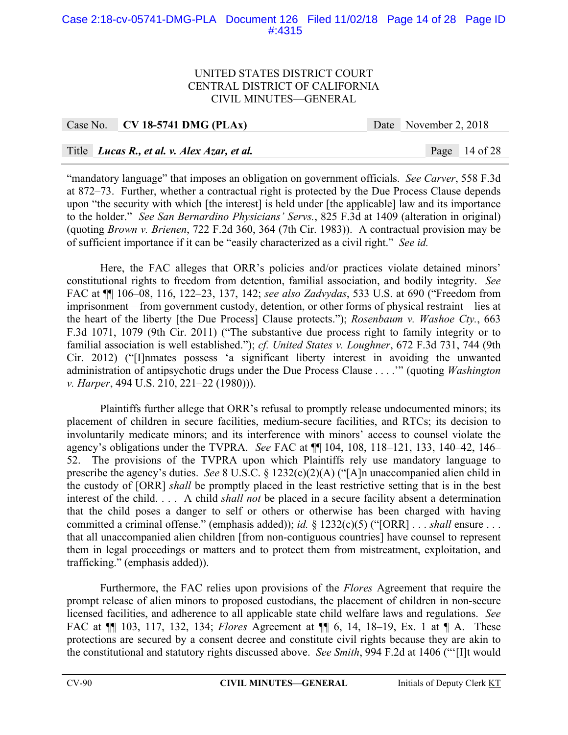"mandatory language" that imposes an obligation on government officials. *See Carver*, 558 F.3d at 872–73. Further, whether a contractual right is protected by the Due Process Clause depends upon "the security with which [the interest] is held under [the applicable] law and its importance to the holder." *See San Bernardino Physicians' Servs.*, 825 F.3d at 1409 (alteration in original) (quoting *Brown v. Brienen*, 722 F.2d 360, 364 (7th Cir. 1983)). A contractual provision may be of sufficient importance if it can be "easily characterized as a civil right." *See id.*

Here, the FAC alleges that ORR's policies and/or practices violate detained minors' constitutional rights to freedom from detention, familial association, and bodily integrity. *See* FAC at ¶¶ 106–08, 116, 122–23, 137, 142; *see also Zadvydas*, 533 U.S. at 690 ("Freedom from imprisonment—from government custody, detention, or other forms of physical restraint—lies at the heart of the liberty [the Due Process] Clause protects."); *Rosenbaum v. Washoe Cty.*, 663 F.3d 1071, 1079 (9th Cir. 2011) ("The substantive due process right to family integrity or to familial association is well established."); *cf. United States v. Loughner*, 672 F.3d 731, 744 (9th Cir. 2012) ("[I]nmates possess 'a significant liberty interest in avoiding the unwanted administration of antipsychotic drugs under the Due Process Clause . . . .'" (quoting *Washington v. Harper*, 494 U.S. 210, 221–22 (1980))).

Plaintiffs further allege that ORR's refusal to promptly release undocumented minors; its placement of children in secure facilities, medium-secure facilities, and RTCs; its decision to involuntarily medicate minors; and its interference with minors' access to counsel violate the agency's obligations under the TVPRA. *See* FAC at ¶¶ 104, 108, 118–121, 133, 140–42, 146–52. The provisions of the TVPRA upon which Plaintiffs rely use mandatory language to prescribe the agency's duties. *See* 8 U.S.C. § 1232(c)(2)(A) ("[A]n unaccompanied alien child in the custody of [ORR] *shall* be promptly placed in the least restrictive setting that is in the best interest of the child. . . . A child *shall not* be placed in a secure facility absent a determination that the child poses a danger to self or others or otherwise has been charged with having committed a criminal offense." (emphasis added)); *id.* § 1232(c)(5) ("[ORR] . . . *shall* ensure . . . that all unaccompanied alien children [from non-contiguous countries] have counsel to represent them in legal proceedings or matters and to protect them from mistreatment, exploitation, and trafficking." (emphasis added)).

Furthermore, the FAC relies upon provisions of the *Flores* Agreement that require the prompt release of alien minors to proposed custodians, the placement of children in non-secure licensed facilities, and adherence to all applicable state child welfare laws and regulations. *See* FAC at ¶¶ 103, 117, 132, 134; *Flores* Agreement at ¶¶ 6, 14, 18–19, Ex. 1 at ¶ A. These protections are secured by a consent decree and constitute civil rights because they are akin to the constitutional and statutory rights discussed above. *See Smith*, 994 F.2d at 1406 ("'[I]t would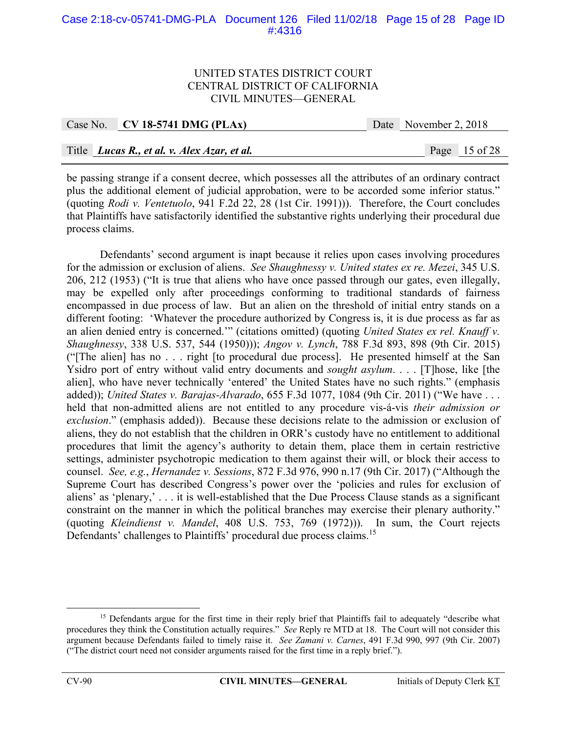be passing strange if a consent decree, which possesses all the attributes of an ordinary contract plus the additional element of judicial approbation, were to be accorded some inferior status." (quoting *Rodi v. Ventetuolo*, 941 F.2d 22, 28 (1st Cir. 1991))). Therefore, the Court concludes that Plaintiffs have satisfactorily identified the substantive rights underlying their procedural due process claims.

Defendants' second argument is inapt because it relies upon cases involving procedures for the admission or exclusion of aliens. *See Shaughnessy v. United states ex re. Mezei*, 345 U.S. 206, 212 (1953) ("It is true that aliens who have once passed through our gates, even illegally, may be expelled only after proceedings conforming to traditional standards of fairness encompassed in due process of law. But an alien on the threshold of initial entry stands on a different footing: 'Whatever the procedure authorized by Congress is, it is due process as far as an alien denied entry is concerned.'" (citations omitted) (quoting *United States ex rel. Knauff v. Shaughnessy*, 338 U.S. 537, 544 (1950))); *Angov v. Lynch*, 788 F.3d 893, 898 (9th Cir. 2015) ("[The alien] has no . . . right [to procedural due process]. He presented himself at the San Ysidro port of entry without valid entry documents and *sought asylum*. . . . [T]hose, like [the alien], who have never technically 'entered' the United States have no such rights." (emphasis added)); *United States v. Barajas-Alvarado*, 655 F.3d 1077, 1084 (9th Cir. 2011) ("We have . . . held that non-admitted aliens are not entitled to any procedure vis-á-vis *their admission or exclusion*." (emphasis added)). Because these decisions relate to the admission or exclusion of aliens, they do not establish that the children in ORR's custody have no entitlement to additional procedures that limit the agency's authority to detain them, place them in certain restrictive settings, administer psychotropic medication to them against their will, or block their access to counsel. *See, e.g.*, *Hernandez v. Sessions*, 872 F.3d 976, 990 n.17 (9th Cir. 2017) ("Although the Supreme Court has described Congress's power over the 'policies and rules for exclusion of aliens' as 'plenary,' . . . it is well-established that the Due Process Clause stands as a significant constraint on the manner in which the political branches may exercise their plenary authority." (quoting *Kleindienst v. Mandel*, 408 U.S. 753, 769 (1972))). In sum, the Court rejects Defendants' challenges to Plaintiffs' procedural due process claims.[15]

---

[15] Defendants argue for the first time in their reply brief that Plaintiffs fail to adequately "describe what procedures they think the Constitution actually requires." *See* Reply re MTD at 18. The Court will not consider this argument because Defendants failed to timely raise it. *See Zamani v. Carnes*, 491 F.3d 990, 997 (9th Cir. 2007) ("The district court need not consider arguments raised for the first time in a reply brief.").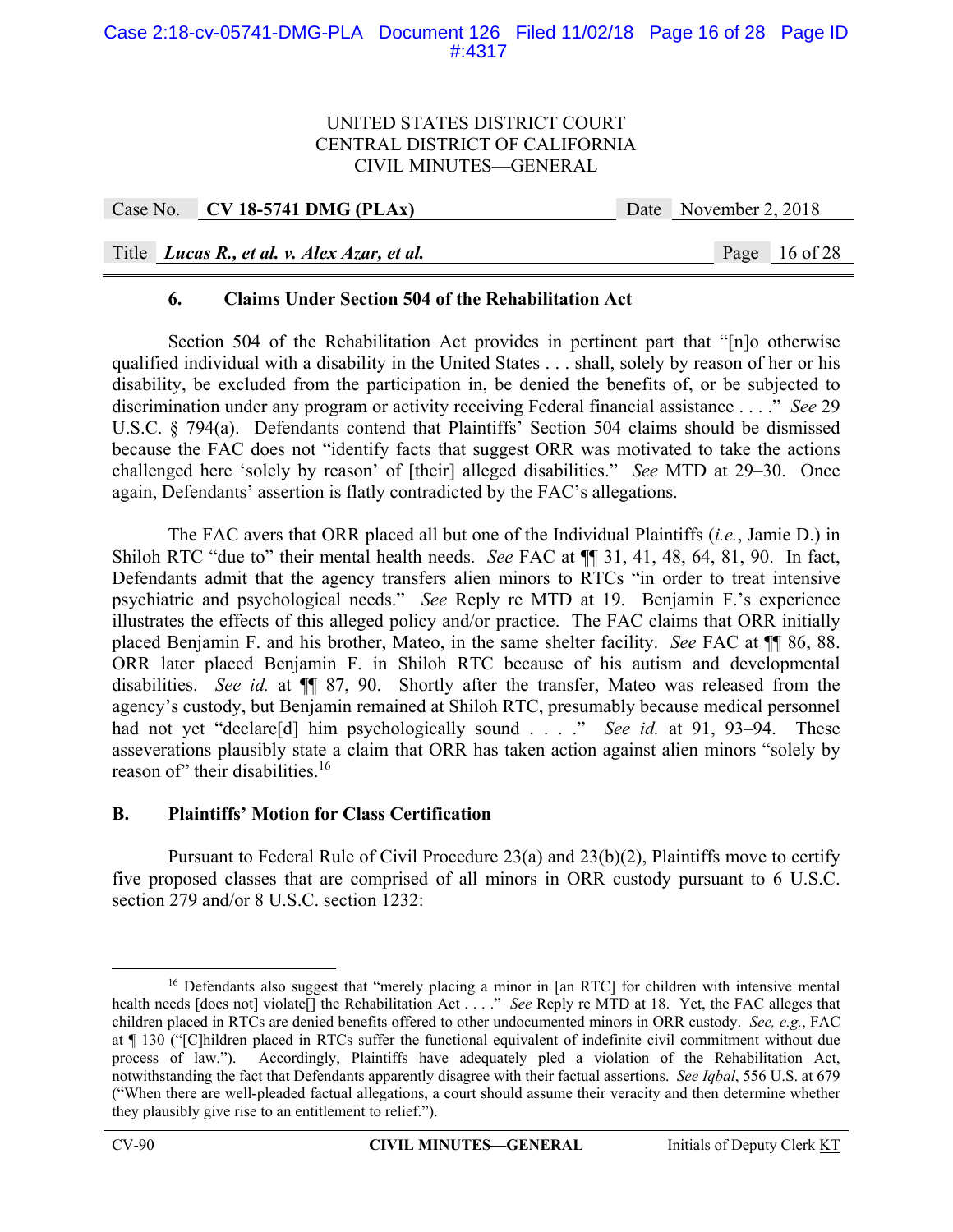### 6. Claims Under Section 504 of the Rehabilitation Act

Section 504 of the Rehabilitation Act provides in pertinent part that "[n]o otherwise qualified individual with a disability in the United States . . . shall, solely by reason of her or his disability, be excluded from the participation in, be denied the benefits of, or be subjected to discrimination under any program or activity receiving Federal financial assistance . . . ." *See* 29 U.S.C. § 794(a). Defendants contend that Plaintiffs' Section 504 claims should be dismissed because the FAC does not "identify facts that suggest ORR was motivated to take the actions challenged here 'solely by reason' of [their] alleged disabilities." *See* MTD at 29–30. Once again, Defendants' assertion is flatly contradicted by the FAC's allegations.

The FAC avers that ORR placed all but one of the Individual Plaintiffs (*i.e.*, Jamie D.) in Shiloh RTC "due to" their mental health needs. *See* FAC at ¶¶ 31, 41, 48, 64, 81, 90. In fact, Defendants admit that the agency transfers alien minors to RTCs "in order to treat intensive psychiatric and psychological needs." *See* Reply re MTD at 19. Benjamin F.'s experience illustrates the effects of this alleged policy and/or practice. The FAC claims that ORR initially placed Benjamin F. and his brother, Mateo, in the same shelter facility. *See* FAC at ¶¶ 86, 88. ORR later placed Benjamin F. in Shiloh RTC because of his autism and developmental disabilities. *See id.* at ¶¶ 87, 90. Shortly after the transfer, Mateo was released from the agency's custody, but Benjamin remained at Shiloh RTC, presumably because medical personnel had not yet "declare[d] him psychologically sound . . . ." *See id.* at 91, 93–94. These asseverations plausibly state a claim that ORR has taken action against alien minors "solely by reason of" their disabilities.[16]

## B. Plaintiffs' Motion for Class Certification

Pursuant to Federal Rule of Civil Procedure 23(a) and 23(b)(2), Plaintiffs move to certify five proposed classes that are comprised of all minors in ORR custody pursuant to 6 U.S.C. section 279 and/or 8 U.S.C. section 1232:

---

[16] Defendants also suggest that "merely placing a minor in [an RTC] for children with intensive mental health needs [does not] violate[] the Rehabilitation Act . . . ." *See* Reply re MTD at 18. Yet, the FAC alleges that children placed in RTCs are denied benefits offered to other undocumented minors in ORR custody. *See, e.g.*, FAC at ¶ 130 ("[C]hildren placed in RTCs suffer the functional equivalent of indefinite civil commitment without due process of law."). Accordingly, Plaintiffs have adequately pled a violation of the Rehabilitation Act, notwithstanding the fact that Defendants apparently disagree with their factual assertions. *See Iqbal*, 556 U.S. at 679 ("When there are well-pleaded factual allegations, a court should assume their veracity and then determine whether they plausibly give rise to an entitlement to relief.").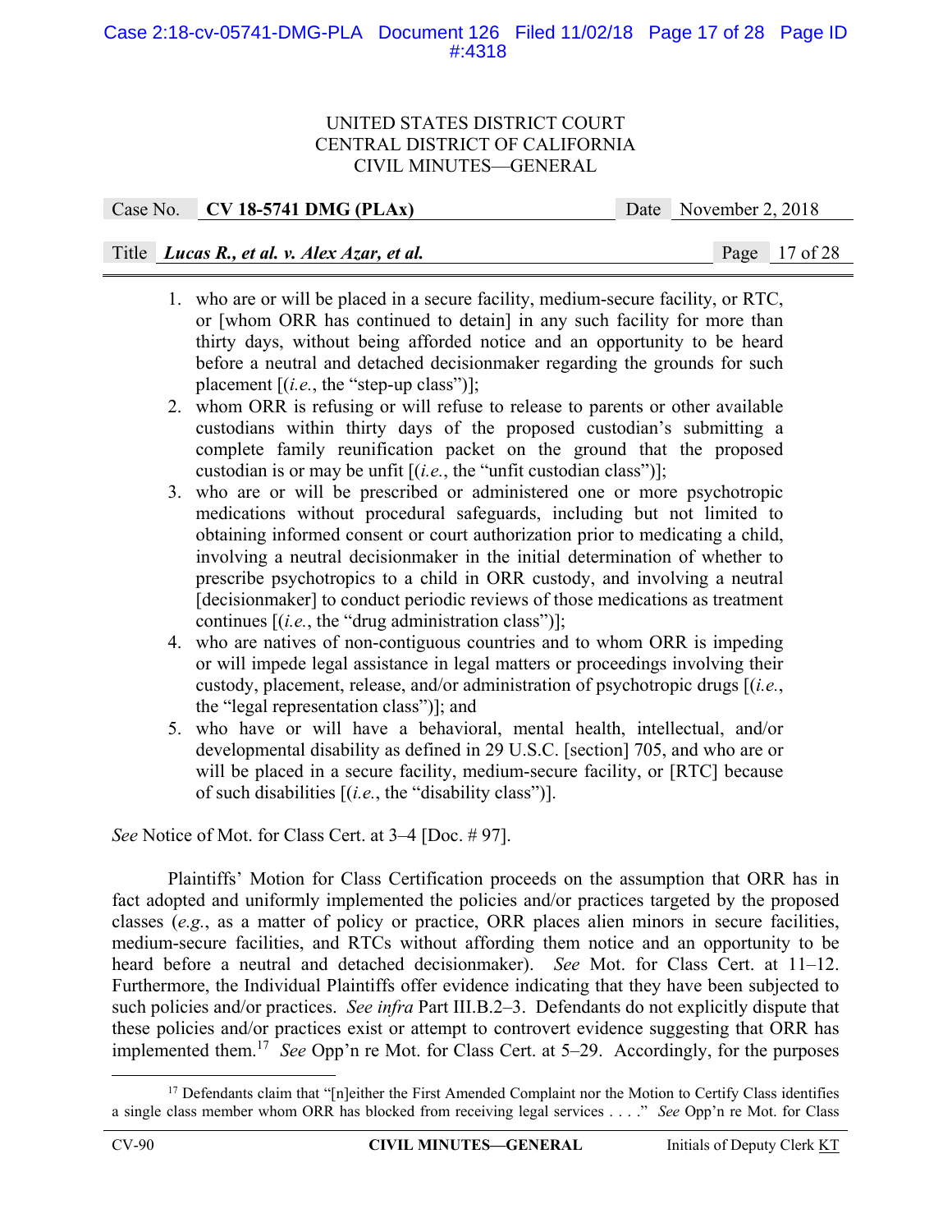1. who are or will be placed in a secure facility, medium-secure facility, or RTC, or [whom ORR has continued to detain] in any such facility for more than thirty days, without being afforded notice and an opportunity to be heard before a neutral and detached decisionmaker regarding the grounds for such placement [(*i.e.*, the "step-up class")];
2. whom ORR is refusing or will refuse to release to parents or other available custodians within thirty days of the proposed custodian's submitting a complete family reunification packet on the ground that the proposed custodian is or may be unfit [(*i.e.*, the "unfit custodian class")];
3. who are or will be prescribed or administered one or more psychotropic medications without procedural safeguards, including but not limited to obtaining informed consent or court authorization prior to medicating a child, involving a neutral decisionmaker in the initial determination of whether to prescribe psychotropics to a child in ORR custody, and involving a neutral [decisionmaker] to conduct periodic reviews of those medications as treatment continues [(*i.e.*, the "drug administration class")];
4. who are natives of non-contiguous countries and to whom ORR is impeding or will impede legal assistance in legal matters or proceedings involving their custody, placement, release, and/or administration of psychotropic drugs [(*i.e.*, the "legal representation class")]; and
5. who have or will have a behavioral, mental health, intellectual, and/or developmental disability as defined in 29 U.S.C. [section] 705, and who are or will be placed in a secure facility, medium-secure facility, or [RTC] because of such disabilities [(*i.e.*, the "disability class")].

*See* Notice of Mot. for Class Cert. at 3–4 [Doc. # 97].

Plaintiffs' Motion for Class Certification proceeds on the assumption that ORR has in fact adopted and uniformly implemented the policies and/or practices targeted by the proposed classes (*e.g.*, as a matter of policy or practice, ORR places alien minors in secure facilities, medium-secure facilities, and RTCs without affording them notice and an opportunity to be heard before a neutral and detached decisionmaker). *See* Mot. for Class Cert. at 11–12. Furthermore, the Individual Plaintiffs offer evidence indicating that they have been subjected to such policies and/or practices. *See infra* Part III.B.2–3. Defendants do not explicitly dispute that these policies and/or practices exist or attempt to controvert evidence suggesting that ORR has implemented them.[17] *See* Opp'n re Mot. for Class Cert. at 5–29. Accordingly, for the purposes

[17] Defendants claim that "[n]either the First Amended Complaint nor the Motion to Certify Class identifies a single class member whom ORR has blocked from receiving legal services . . . ." *See* Opp'n re Mot. for Class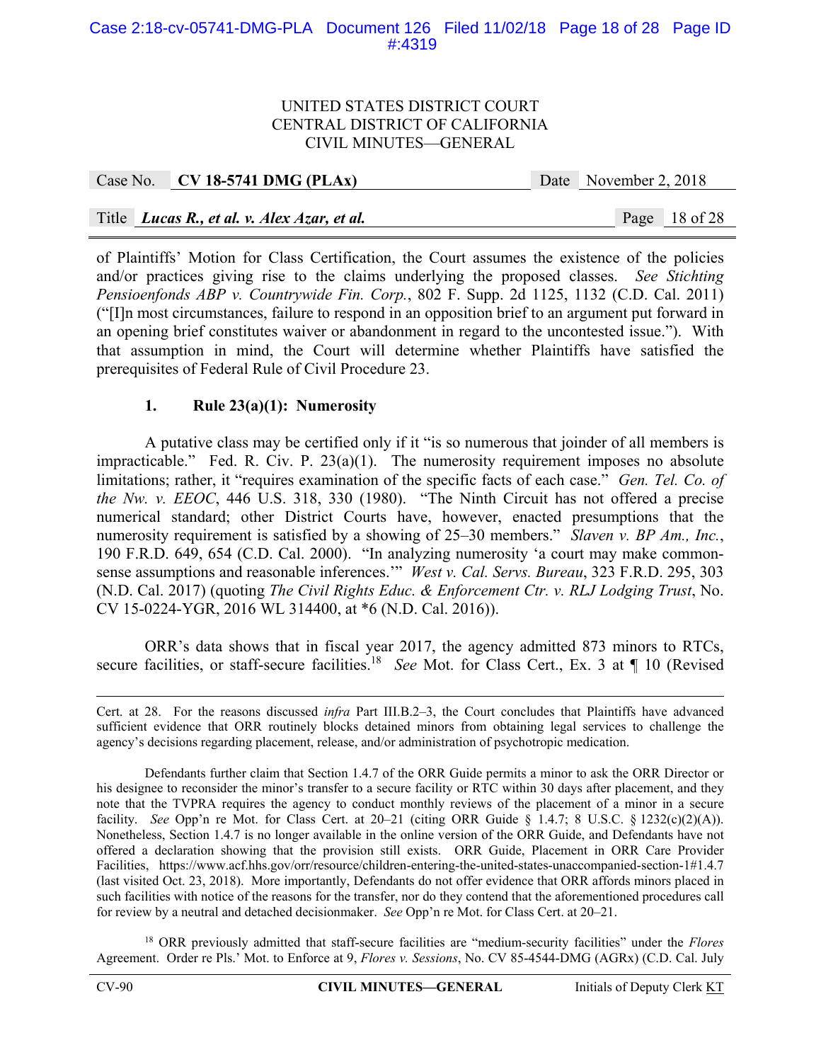of Plaintiffs' Motion for Class Certification, the Court assumes the existence of the policies and/or practices giving rise to the claims underlying the proposed classes. *See Stichting Pensioenfonds ABP v. Countrywide Fin. Corp.*, 802 F. Supp. 2d 1125, 1132 (C.D. Cal. 2011) ("[I]n most circumstances, failure to respond in an opposition brief to an argument put forward in an opening brief constitutes waiver or abandonment in regard to the uncontested issue."). With that assumption in mind, the Court will determine whether Plaintiffs have satisfied the prerequisites of Federal Rule of Civil Procedure 23.

**1. Rule 23(a)(1): Numerosity**

A putative class may be certified only if it "is so numerous that joinder of all members is impracticable." Fed. R. Civ. P. 23(a)(1). The numerosity requirement imposes no absolute limitations; rather, it "requires examination of the specific facts of each case." *Gen. Tel. Co. of the Nw. v. EEOC*, 446 U.S. 318, 330 (1980). "The Ninth Circuit has not offered a precise numerical standard; other District Courts have, however, enacted presumptions that the numerosity requirement is satisfied by a showing of 25–30 members." *Slaven v. BP Am., Inc.*, 190 F.R.D. 649, 654 (C.D. Cal. 2000). "In analyzing numerosity 'a court may make common-sense assumptions and reasonable inferences.'" *West v. Cal. Servs. Bureau*, 323 F.R.D. 295, 303 (N.D. Cal. 2017) (quoting *The Civil Rights Educ. & Enforcement Ctr. v. RLJ Lodging Trust*, No. CV 15-0224-YGR, 2016 WL 314400, at *6 (N.D. Cal. 2016)).

ORR's data shows that in fiscal year 2017, the agency admitted 873 minors to RTCs, secure facilities, or staff-secure facilities.[18] *See* Mot. for Class Cert., Ex. 3 at ¶ 10 (Revised

---

Cert. at 28. For the reasons discussed *infra* Part III.B.2–3, the Court concludes that Plaintiffs have advanced sufficient evidence that ORR routinely blocks detained minors from obtaining legal services to challenge the agency's decisions regarding placement, release, and/or administration of psychotropic medication.

Defendants further claim that Section 1.4.7 of the ORR Guide permits a minor to ask the ORR Director or his designee to reconsider the minor's transfer to a secure facility or RTC within 30 days after placement, and they note that the TVPRA requires the agency to conduct monthly reviews of the placement of a minor in a secure facility. *See* Opp'n re Mot. for Class Cert. at 20–21 (citing ORR Guide § 1.4.7; 8 U.S.C. § 1232(c)(2)(A)). Nonetheless, Section 1.4.7 is no longer available in the online version of the ORR Guide, and Defendants have not offered a declaration showing that the provision still exists. ORR Guide, Placement in ORR Care Provider Facilities, https://www.acf.hhs.gov/orr/resource/children-entering-the-united-states-unaccompanied-section-1#1.4.7 (last visited Oct. 23, 2018). More importantly, Defendants do not offer evidence that ORR affords minors placed in such facilities with notice of the reasons for the transfer, nor do they contend that the aforementioned procedures call for review by a neutral and detached decisionmaker. *See* Opp'n re Mot. for Class Cert. at 20–21.

[18] ORR previously admitted that staff-secure facilities are "medium-security facilities" under the *Flores* Agreement. Order re Pls.' Mot. to Enforce at 9, *Flores v. Sessions*, No. CV 85-4544-DMG (AGRx) (C.D. Cal. July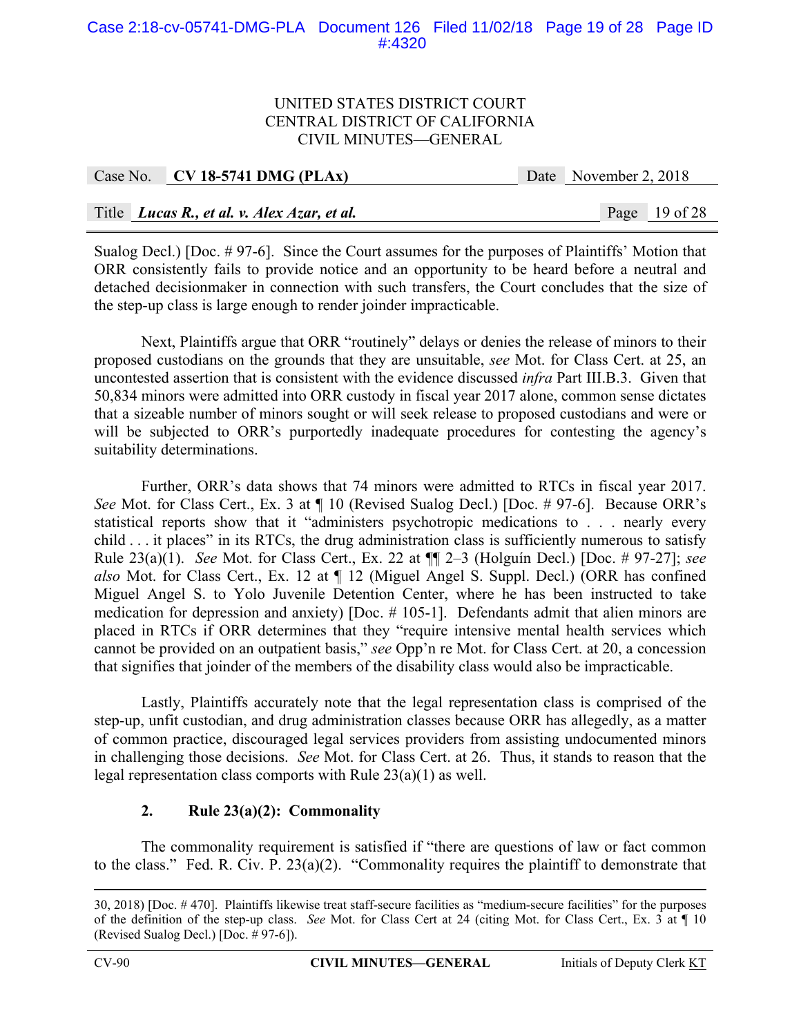Sualog Decl.) [Doc. # 97-6]. Since the Court assumes for the purposes of Plaintiffs' Motion that ORR consistently fails to provide notice and an opportunity to be heard before a neutral and detached decisionmaker in connection with such transfers, the Court concludes that the size of the step-up class is large enough to render joinder impracticable.

Next, Plaintiffs argue that ORR "routinely" delays or denies the release of minors to their proposed custodians on the grounds that they are unsuitable, *see* Mot. for Class Cert. at 25, an uncontested assertion that is consistent with the evidence discussed *infra* Part III.B.3. Given that 50,834 minors were admitted into ORR custody in fiscal year 2017 alone, common sense dictates that a sizeable number of minors sought or will seek release to proposed custodians and were or will be subjected to ORR's purportedly inadequate procedures for contesting the agency's suitability determinations.

Further, ORR's data shows that 74 minors were admitted to RTCs in fiscal year 2017. *See* Mot. for Class Cert., Ex. 3 at ¶ 10 (Revised Sualog Decl.) [Doc. # 97-6]. Because ORR's statistical reports show that it "administers psychotropic medications to . . . nearly every child . . . it places" in its RTCs, the drug administration class is sufficiently numerous to satisfy Rule 23(a)(1). *See* Mot. for Class Cert., Ex. 22 at ¶¶ 2–3 (Holguín Decl.) [Doc. # 97-27]; *see also* Mot. for Class Cert., Ex. 12 at ¶ 12 (Miguel Angel S. Suppl. Decl.) (ORR has confined Miguel Angel S. to Yolo Juvenile Detention Center, where he has been instructed to take medication for depression and anxiety) [Doc. # 105-1]. Defendants admit that alien minors are placed in RTCs if ORR determines that they "require intensive mental health services which cannot be provided on an outpatient basis," *see* Opp'n re Mot. for Class Cert. at 20, a concession that signifies that joinder of the members of the disability class would also be impracticable.

Lastly, Plaintiffs accurately note that the legal representation class is comprised of the step-up, unfit custodian, and drug administration classes because ORR has allegedly, as a matter of common practice, discouraged legal services providers from assisting undocumented minors in challenging those decisions. *See* Mot. for Class Cert. at 26. Thus, it stands to reason that the legal representation class comports with Rule 23(a)(1) as well.

### 2. Rule 23(a)(2): Commonality

The commonality requirement is satisfied if "there are questions of law or fact common to the class." Fed. R. Civ. P. 23(a)(2). "Commonality requires the plaintiff to demonstrate that

---

30, 2018) [Doc. # 470]. Plaintiffs likewise treat staff-secure facilities as "medium-secure facilities" for the purposes of the definition of the step-up class. *See* Mot. for Class Cert at 24 (citing Mot. for Class Cert., Ex. 3 at ¶ 10 (Revised Sualog Decl.) [Doc. # 97-6]).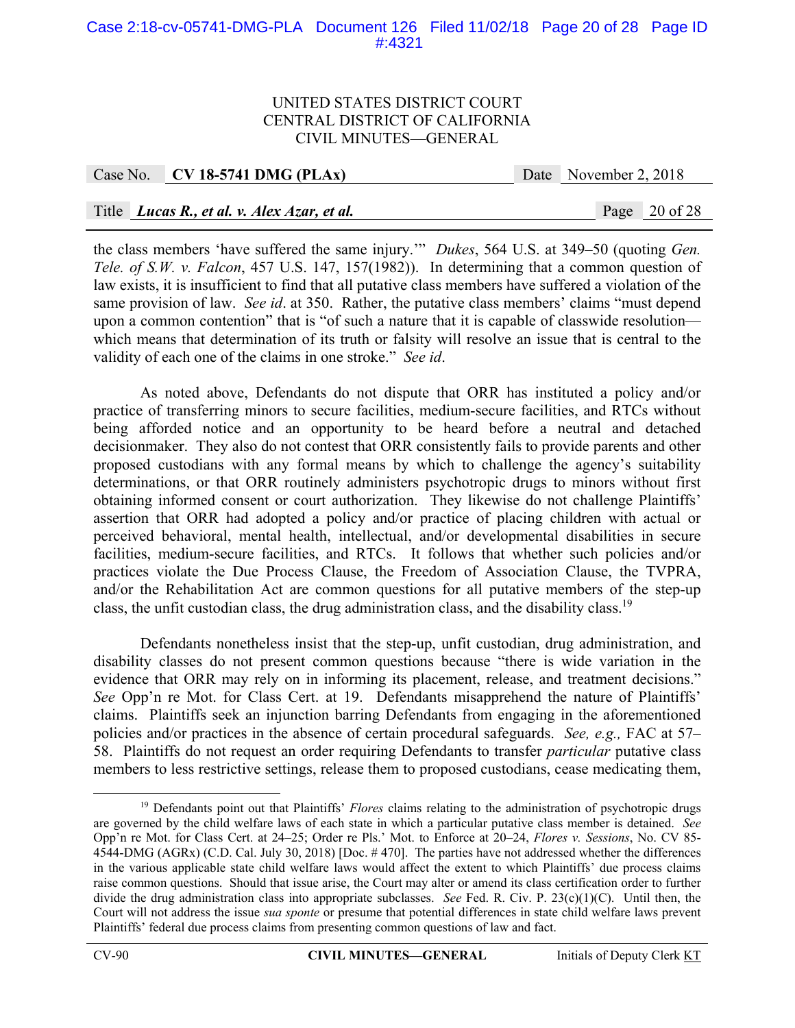the class members 'have suffered the same injury.'" *Dukes*, 564 U.S. at 349–50 (quoting *Gen. Tele. of S.W. v. Falcon*, 457 U.S. 147, 157(1982)). In determining that a common question of law exists, it is insufficient to find that all putative class members have suffered a violation of the same provision of law. *See id*. at 350. Rather, the putative class members' claims "must depend upon a common contention" that is "of such a nature that it is capable of classwide resolution—which means that determination of its truth or falsity will resolve an issue that is central to the validity of each one of the claims in one stroke." *See id*.

As noted above, Defendants do not dispute that ORR has instituted a policy and/or practice of transferring minors to secure facilities, medium-secure facilities, and RTCs without being afforded notice and an opportunity to be heard before a neutral and detached decisionmaker. They also do not contest that ORR consistently fails to provide parents and other proposed custodians with any formal means by which to challenge the agency's suitability determinations, or that ORR routinely administers psychotropic drugs to minors without first obtaining informed consent or court authorization. They likewise do not challenge Plaintiffs' assertion that ORR had adopted a policy and/or practice of placing children with actual or perceived behavioral, mental health, intellectual, and/or developmental disabilities in secure facilities, medium-secure facilities, and RTCs. It follows that whether such policies and/or practices violate the Due Process Clause, the Freedom of Association Clause, the TVPRA, and/or the Rehabilitation Act are common questions for all putative members of the step-up class, the unfit custodian class, the drug administration class, and the disability class.[19]

Defendants nonetheless insist that the step-up, unfit custodian, drug administration, and disability classes do not present common questions because "there is wide variation in the evidence that ORR may rely on in informing its placement, release, and treatment decisions." *See* Opp'n re Mot. for Class Cert. at 19. Defendants misapprehend the nature of Plaintiffs' claims. Plaintiffs seek an injunction barring Defendants from engaging in the aforementioned policies and/or practices in the absence of certain procedural safeguards. *See, e.g.,* FAC at 57–58. Plaintiffs do not request an order requiring Defendants to transfer *particular* putative class members to less restrictive settings, release them to proposed custodians, cease medicating them,

---

[19] Defendants point out that Plaintiffs' *Flores* claims relating to the administration of psychotropic drugs are governed by the child welfare laws of each state in which a particular putative class member is detained. *See* Opp'n re Mot. for Class Cert. at 24–25; Order re Pls.' Mot. to Enforce at 20–24, *Flores v. Sessions*, No. CV 85-4544-DMG (AGRx) (C.D. Cal. July 30, 2018) [Doc. # 470]. The parties have not addressed whether the differences in the various applicable state child welfare laws would affect the extent to which Plaintiffs' due process claims raise common questions. Should that issue arise, the Court may alter or amend its class certification order to further divide the drug administration class into appropriate subclasses. *See* Fed. R. Civ. P. 23(c)(1)(C). Until then, the Court will not address the issue *sua sponte* or presume that potential differences in state child welfare laws prevent Plaintiffs' federal due process claims from presenting common questions of law and fact.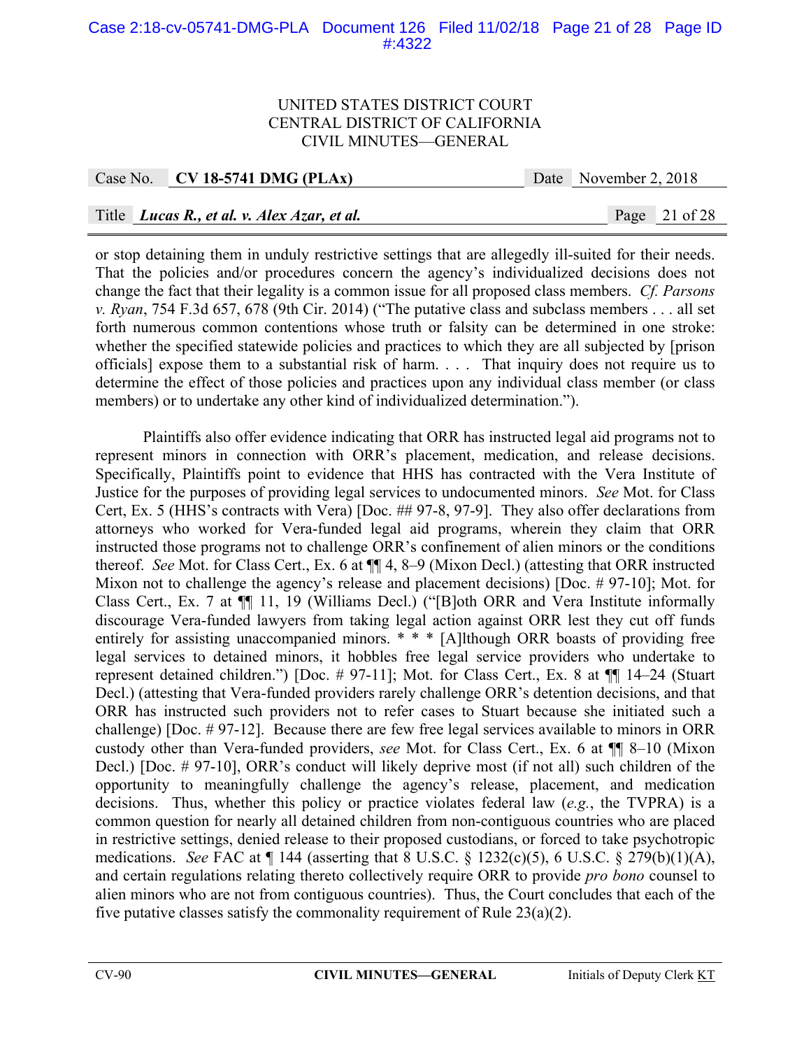or stop detaining them in unduly restrictive settings that are allegedly ill-suited for their needs. That the policies and/or procedures concern the agency's individualized decisions does not change the fact that their legality is a common issue for all proposed class members. *Cf. Parsons v. Ryan*, 754 F.3d 657, 678 (9th Cir. 2014) ("The putative class and subclass members . . . all set forth numerous common contentions whose truth or falsity can be determined in one stroke: whether the specified statewide policies and practices to which they are all subjected by [prison officials] expose them to a substantial risk of harm. . . . That inquiry does not require us to determine the effect of those policies and practices upon any individual class member (or class members) or to undertake any other kind of individualized determination.").

Plaintiffs also offer evidence indicating that ORR has instructed legal aid programs not to represent minors in connection with ORR's placement, medication, and release decisions. Specifically, Plaintiffs point to evidence that HHS has contracted with the Vera Institute of Justice for the purposes of providing legal services to undocumented minors. *See* Mot. for Class Cert, Ex. 5 (HHS's contracts with Vera) [Doc. ## 97-8, 97-9]. They also offer declarations from attorneys who worked for Vera-funded legal aid programs, wherein they claim that ORR instructed those programs not to challenge ORR's confinement of alien minors or the conditions thereof. *See* Mot. for Class Cert., Ex. 6 at ¶¶ 4, 8–9 (Mixon Decl.) (attesting that ORR instructed Mixon not to challenge the agency's release and placement decisions) [Doc. # 97-10]; Mot. for Class Cert., Ex. 7 at ¶¶ 11, 19 (Williams Decl.) ("[B]oth ORR and Vera Institute informally discourage Vera-funded lawyers from taking legal action against ORR lest they cut off funds entirely for assisting unaccompanied minors. * * * [A]lthough ORR boasts of providing free legal services to detained minors, it hobbles free legal service providers who undertake to represent detained children.") [Doc. # 97-11]; Mot. for Class Cert., Ex. 8 at ¶¶ 14–24 (Stuart Decl.) (attesting that Vera-funded providers rarely challenge ORR's detention decisions, and that ORR has instructed such providers not to refer cases to Stuart because she initiated such a challenge) [Doc. # 97-12]. Because there are few free legal services available to minors in ORR custody other than Vera-funded providers, *see* Mot. for Class Cert., Ex. 6 at ¶¶ 8–10 (Mixon Decl.) [Doc. # 97-10], ORR's conduct will likely deprive most (if not all) such children of the opportunity to meaningfully challenge the agency's release, placement, and medication decisions. Thus, whether this policy or practice violates federal law (*e.g.*, the TVPRA) is a common question for nearly all detained children from non-contiguous countries who are placed in restrictive settings, denied release to their proposed custodians, or forced to take psychotropic medications. *See* FAC at ¶ 144 (asserting that 8 U.S.C. § 1232(c)(5), 6 U.S.C. § 279(b)(1)(A), and certain regulations relating thereto collectively require ORR to provide *pro bono* counsel to alien minors who are not from contiguous countries). Thus, the Court concludes that each of the five putative classes satisfy the commonality requirement of Rule 23(a)(2).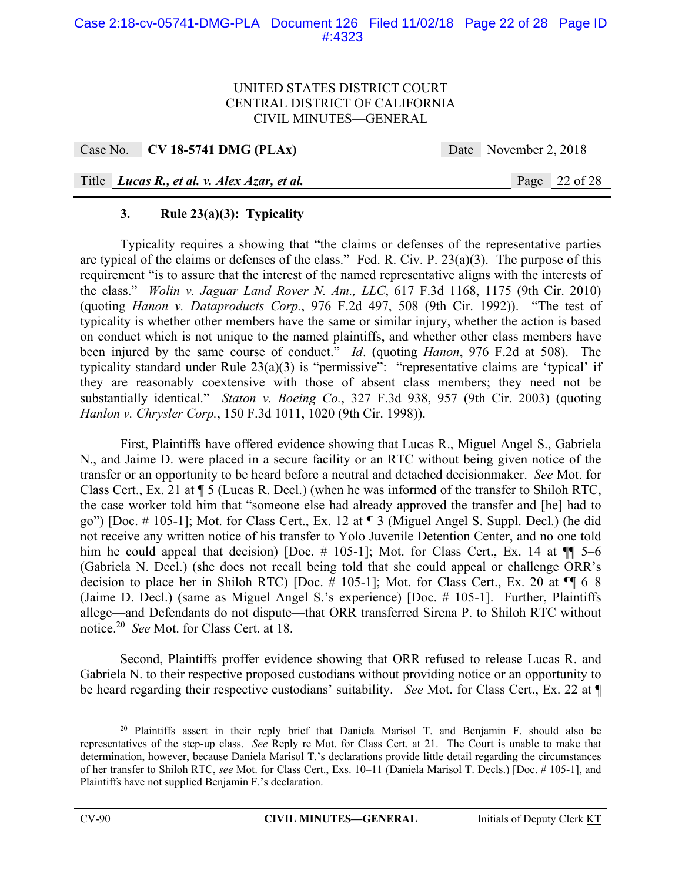### 3. Rule 23(a)(3): Typicality

Typicality requires a showing that "the claims or defenses of the representative parties are typical of the claims or defenses of the class." Fed. R. Civ. P. 23(a)(3). The purpose of this requirement "is to assure that the interest of the named representative aligns with the interests of the class." *Wolin v. Jaguar Land Rover N. Am., LLC*, 617 F.3d 1168, 1175 (9th Cir. 2010) (quoting *Hanon v. Dataproducts Corp.*, 976 F.2d 497, 508 (9th Cir. 1992)). "The test of typicality is whether other members have the same or similar injury, whether the action is based on conduct which is not unique to the named plaintiffs, and whether other class members have been injured by the same course of conduct." *Id*. (quoting *Hanon*, 976 F.2d at 508). The typicality standard under Rule 23(a)(3) is "permissive": "representative claims are 'typical' if they are reasonably coextensive with those of absent class members; they need not be substantially identical." *Staton v. Boeing Co.*, 327 F.3d 938, 957 (9th Cir. 2003) (quoting *Hanlon v. Chrysler Corp.*, 150 F.3d 1011, 1020 (9th Cir. 1998)).

First, Plaintiffs have offered evidence showing that Lucas R., Miguel Angel S., Gabriela N., and Jaime D. were placed in a secure facility or an RTC without being given notice of the transfer or an opportunity to be heard before a neutral and detached decisionmaker. *See* Mot. for Class Cert., Ex. 21 at ¶ 5 (Lucas R. Decl.) (when he was informed of the transfer to Shiloh RTC, the case worker told him that "someone else had already approved the transfer and [he] had to go") [Doc. # 105-1]; Mot. for Class Cert., Ex. 12 at ¶ 3 (Miguel Angel S. Suppl. Decl.) (he did not receive any written notice of his transfer to Yolo Juvenile Detention Center, and no one told him he could appeal that decision) [Doc. # 105-1]; Mot. for Class Cert., Ex. 14 at ¶¶ 5–6 (Gabriela N. Decl.) (she does not recall being told that she could appeal or challenge ORR's decision to place her in Shiloh RTC) [Doc. # 105-1]; Mot. for Class Cert., Ex. 20 at ¶¶ 6–8 (Jaime D. Decl.) (same as Miguel Angel S.'s experience) [Doc. # 105-1]. Further, Plaintiffs allege—and Defendants do not dispute—that ORR transferred Sirena P. to Shiloh RTC without notice.[20] *See* Mot. for Class Cert. at 18.

Second, Plaintiffs proffer evidence showing that ORR refused to release Lucas R. and Gabriela N. to their respective proposed custodians without providing notice or an opportunity to be heard regarding their respective custodians' suitability. *See* Mot. for Class Cert., Ex. 22 at ¶

---

[20] Plaintiffs assert in their reply brief that Daniela Marisol T. and Benjamin F. should also be representatives of the step-up class. *See* Reply re Mot. for Class Cert. at 21. The Court is unable to make that determination, however, because Daniela Marisol T.'s declarations provide little detail regarding the circumstances of her transfer to Shiloh RTC, *see* Mot. for Class Cert., Exs. 10–11 (Daniela Marisol T. Decls.) [Doc. # 105-1], and Plaintiffs have not supplied Benjamin F.'s declaration.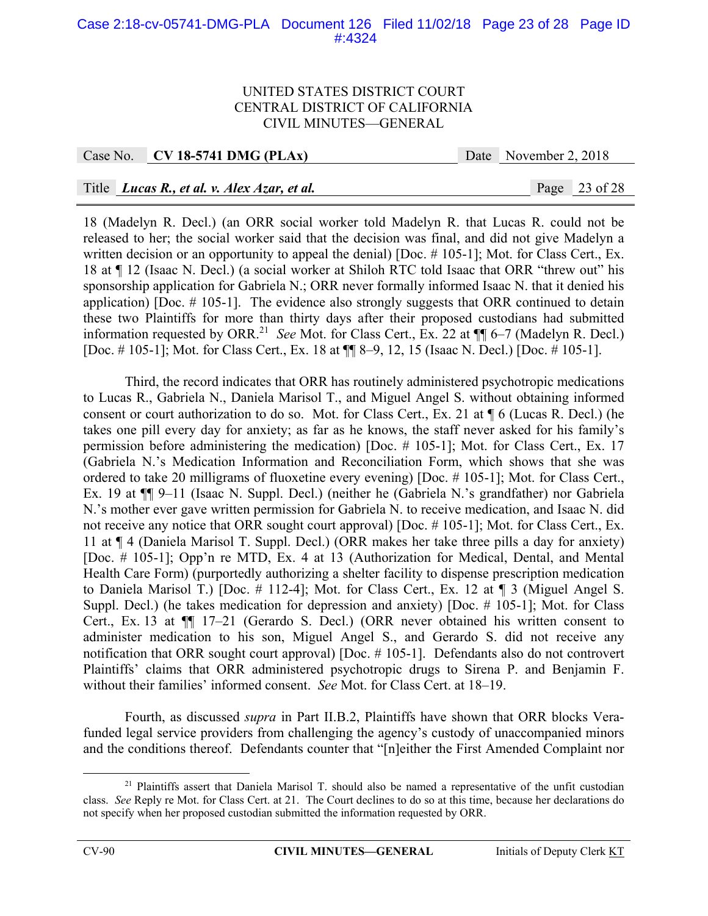18 (Madelyn R. Decl.) (an ORR social worker told Madelyn R. that Lucas R. could not be released to her; the social worker said that the decision was final, and did not give Madelyn a written decision or an opportunity to appeal the denial) [Doc. # 105-1]; Mot. for Class Cert., Ex. 18 at ¶ 12 (Isaac N. Decl.) (a social worker at Shiloh RTC told Isaac that ORR "threw out" his sponsorship application for Gabriela N.; ORR never formally informed Isaac N. that it denied his application) [Doc. # 105-1]. The evidence also strongly suggests that ORR continued to detain these two Plaintiffs for more than thirty days after their proposed custodians had submitted information requested by ORR.[21] *See* Mot. for Class Cert., Ex. 22 at ¶¶ 6–7 (Madelyn R. Decl.) [Doc. # 105-1]; Mot. for Class Cert., Ex. 18 at ¶¶ 8–9, 12, 15 (Isaac N. Decl.) [Doc. # 105-1].

Third, the record indicates that ORR has routinely administered psychotropic medications to Lucas R., Gabriela N., Daniela Marisol T., and Miguel Angel S. without obtaining informed consent or court authorization to do so. Mot. for Class Cert., Ex. 21 at ¶ 6 (Lucas R. Decl.) (he takes one pill every day for anxiety; as far as he knows, the staff never asked for his family's permission before administering the medication) [Doc. # 105-1]; Mot. for Class Cert., Ex. 17 (Gabriela N.'s Medication Information and Reconciliation Form, which shows that she was ordered to take 20 milligrams of fluoxetine every evening) [Doc. # 105-1]; Mot. for Class Cert., Ex. 19 at ¶¶ 9–11 (Isaac N. Suppl. Decl.) (neither he (Gabriela N.'s grandfather) nor Gabriela N.'s mother ever gave written permission for Gabriela N. to receive medication, and Isaac N. did not receive any notice that ORR sought court approval) [Doc. # 105-1]; Mot. for Class Cert., Ex. 11 at ¶ 4 (Daniela Marisol T. Suppl. Decl.) (ORR makes her take three pills a day for anxiety) [Doc. # 105-1]; Opp'n re MTD, Ex. 4 at 13 (Authorization for Medical, Dental, and Mental Health Care Form) (purportedly authorizing a shelter facility to dispense prescription medication to Daniela Marisol T.) [Doc. # 112-4]; Mot. for Class Cert., Ex. 12 at ¶ 3 (Miguel Angel S. Suppl. Decl.) (he takes medication for depression and anxiety) [Doc. # 105-1]; Mot. for Class Cert., Ex. 13 at ¶¶ 17–21 (Gerardo S. Decl.) (ORR never obtained his written consent to administer medication to his son, Miguel Angel S., and Gerardo S. did not receive any notification that ORR sought court approval) [Doc. # 105-1]. Defendants also do not controvert Plaintiffs' claims that ORR administered psychotropic drugs to Sirena P. and Benjamin F. without their families' informed consent. *See* Mot. for Class Cert. at 18–19.

Fourth, as discussed *supra* in Part II.B.2, Plaintiffs have shown that ORR blocks Vera-funded legal service providers from challenging the agency's custody of unaccompanied minors and the conditions thereof. Defendants counter that "[n]either the First Amended Complaint nor

---

[21] Plaintiffs assert that Daniela Marisol T. should also be named a representative of the unfit custodian class. *See* Reply re Mot. for Class Cert. at 21. The Court declines to do so at this time, because her declarations do not specify when her proposed custodian submitted the information requested by ORR.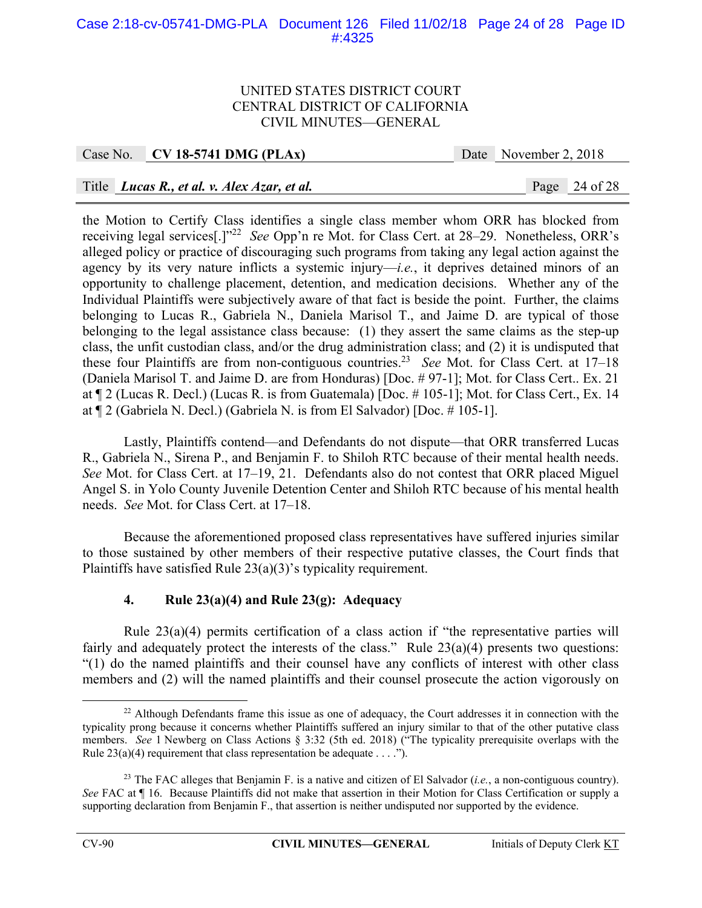the Motion to Certify Class identifies a single class member whom ORR has blocked from receiving legal services[.]"[22] *See* Opp'n re Mot. for Class Cert. at 28–29. Nonetheless, ORR's alleged policy or practice of discouraging such programs from taking any legal action against the agency by its very nature inflicts a systemic injury—*i.e.*, it deprives detained minors of an opportunity to challenge placement, detention, and medication decisions. Whether any of the Individual Plaintiffs were subjectively aware of that fact is beside the point. Further, the claims belonging to Lucas R., Gabriela N., Daniela Marisol T., and Jaime D. are typical of those belonging to the legal assistance class because: (1) they assert the same claims as the step-up class, the unfit custodian class, and/or the drug administration class; and (2) it is undisputed that these four Plaintiffs are from non-contiguous countries.[23] *See* Mot. for Class Cert. at 17–18 (Daniela Marisol T. and Jaime D. are from Honduras) [Doc. # 97-1]; Mot. for Class Cert.. Ex. 21 at ¶ 2 (Lucas R. Decl.) (Lucas R. is from Guatemala) [Doc. # 105-1]; Mot. for Class Cert., Ex. 14 at ¶ 2 (Gabriela N. Decl.) (Gabriela N. is from El Salvador) [Doc. # 105-1].

Lastly, Plaintiffs contend—and Defendants do not dispute—that ORR transferred Lucas R., Gabriela N., Sirena P., and Benjamin F. to Shiloh RTC because of their mental health needs. *See* Mot. for Class Cert. at 17–19, 21. Defendants also do not contest that ORR placed Miguel Angel S. in Yolo County Juvenile Detention Center and Shiloh RTC because of his mental health needs. *See* Mot. for Class Cert. at 17–18.

Because the aforementioned proposed class representatives have suffered injuries similar to those sustained by other members of their respective putative classes, the Court finds that Plaintiffs have satisfied Rule 23(a)(3)'s typicality requirement.

#### 4. Rule 23(a)(4) and Rule 23(g): Adequacy

Rule 23(a)(4) permits certification of a class action if "the representative parties will fairly and adequately protect the interests of the class." Rule 23(a)(4) presents two questions: "(1) do the named plaintiffs and their counsel have any conflicts of interest with other class members and (2) will the named plaintiffs and their counsel prosecute the action vigorously on

---

[22] Although Defendants frame this issue as one of adequacy, the Court addresses it in connection with the typicality prong because it concerns whether Plaintiffs suffered an injury similar to that of the other putative class members. *See* 1 Newberg on Class Actions § 3:32 (5th ed. 2018) ("The typicality prerequisite overlaps with the Rule 23(a)(4) requirement that class representation be adequate . . . .").

[23] The FAC alleges that Benjamin F. is a native and citizen of El Salvador (*i.e.*, a non-contiguous country). *See* FAC at ¶ 16. Because Plaintiffs did not make that assertion in their Motion for Class Certification or supply a supporting declaration from Benjamin F., that assertion is neither undisputed nor supported by the evidence.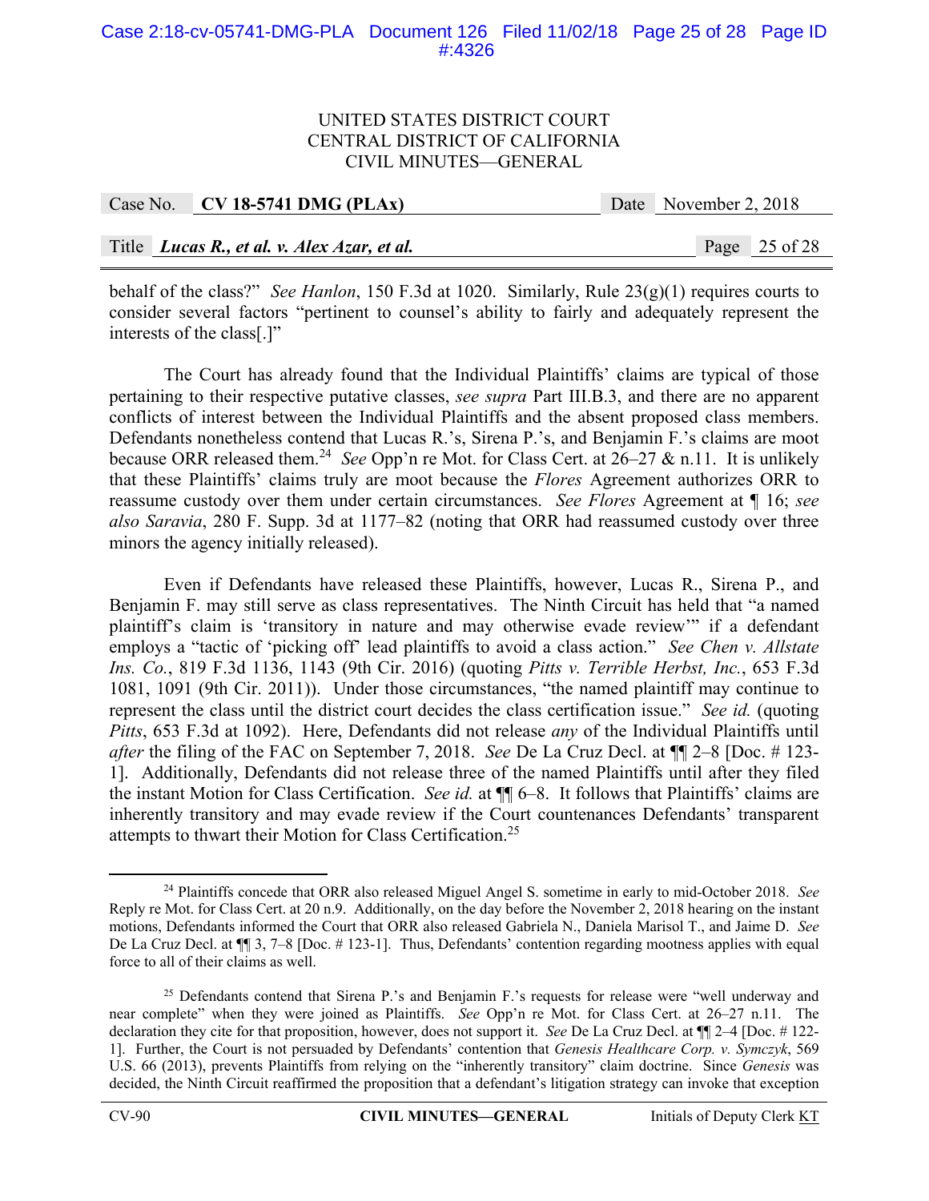behalf of the class?" *See Hanlon*, 150 F.3d at 1020. Similarly, Rule 23(g)(1) requires courts to consider several factors "pertinent to counsel's ability to fairly and adequately represent the interests of the class[.]"

The Court has already found that the Individual Plaintiffs' claims are typical of those pertaining to their respective putative classes, *see supra* Part III.B.3, and there are no apparent conflicts of interest between the Individual Plaintiffs and the absent proposed class members. Defendants nonetheless contend that Lucas R.'s, Sirena P.'s, and Benjamin F.'s claims are moot because ORR released them.[24] *See* Opp'n re Mot. for Class Cert. at 26–27 & n.11. It is unlikely that these Plaintiffs' claims truly are moot because the *Flores* Agreement authorizes ORR to reassume custody over them under certain circumstances. *See Flores* Agreement at ¶ 16; *see also Saravia*, 280 F. Supp. 3d at 1177–82 (noting that ORR had reassumed custody over three minors the agency initially released).

Even if Defendants have released these Plaintiffs, however, Lucas R., Sirena P., and Benjamin F. may still serve as class representatives. The Ninth Circuit has held that "a named plaintiff's claim is 'transitory in nature and may otherwise evade review'" if a defendant employs a "tactic of 'picking off' lead plaintiffs to avoid a class action." *See Chen v. Allstate Ins. Co.*, 819 F.3d 1136, 1143 (9th Cir. 2016) (quoting *Pitts v. Terrible Herbst, Inc.*, 653 F.3d 1081, 1091 (9th Cir. 2011)). Under those circumstances, "the named plaintiff may continue to represent the class until the district court decides the class certification issue." *See id.* (quoting *Pitts*, 653 F.3d at 1092). Here, Defendants did not release *any* of the Individual Plaintiffs until *after* the filing of the FAC on September 7, 2018. *See* De La Cruz Decl. at ¶¶ 2–8 [Doc. # 123-1]. Additionally, Defendants did not release three of the named Plaintiffs until after they filed the instant Motion for Class Certification. *See id.* at ¶¶ 6–8. It follows that Plaintiffs' claims are inherently transitory and may evade review if the Court countenances Defendants' transparent attempts to thwart their Motion for Class Certification.[25]

---

[24] Plaintiffs concede that ORR also released Miguel Angel S. sometime in early to mid-October 2018. *See* Reply re Mot. for Class Cert. at 20 n.9. Additionally, on the day before the November 2, 2018 hearing on the instant motions, Defendants informed the Court that ORR also released Gabriela N., Daniela Marisol T., and Jaime D. *See* De La Cruz Decl. at ¶¶ 3, 7–8 [Doc. # 123-1]. Thus, Defendants' contention regarding mootness applies with equal force to all of their claims as well.

[25] Defendants contend that Sirena P.'s and Benjamin F.'s requests for release were "well underway and near complete" when they were joined as Plaintiffs. *See* Opp'n re Mot. for Class Cert. at 26–27 n.11. The declaration they cite for that proposition, however, does not support it. *See* De La Cruz Decl. at ¶¶ 2–4 [Doc. # 122-1]. Further, the Court is not persuaded by Defendants' contention that *Genesis Healthcare Corp. v. Symczyk*, 569 U.S. 66 (2013), prevents Plaintiffs from relying on the "inherently transitory" claim doctrine. Since *Genesis* was decided, the Ninth Circuit reaffirmed the proposition that a defendant's litigation strategy can invoke that exception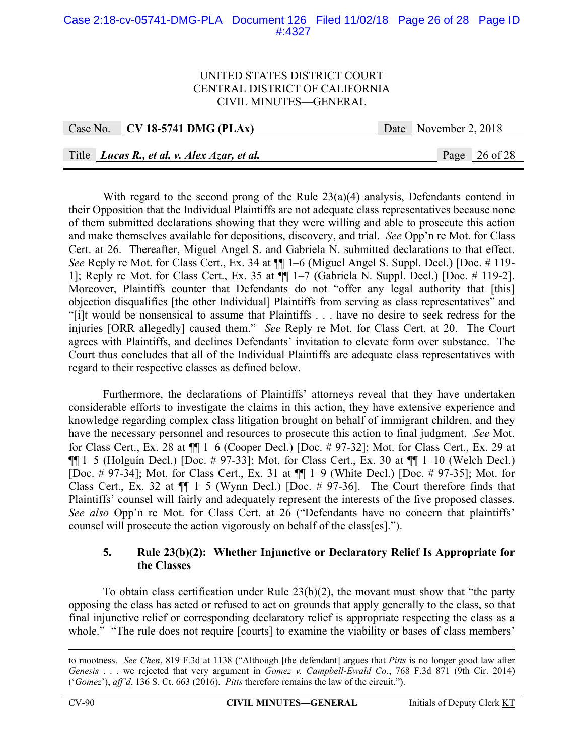With regard to the second prong of the Rule 23(a)(4) analysis, Defendants contend in their Opposition that the Individual Plaintiffs are not adequate class representatives because none of them submitted declarations showing that they were willing and able to prosecute this action and make themselves available for depositions, discovery, and trial. *See* Opp'n re Mot. for Class Cert. at 26. Thereafter, Miguel Angel S. and Gabriela N. submitted declarations to that effect. *See* Reply re Mot. for Class Cert., Ex. 34 at ¶¶ 1–6 (Miguel Angel S. Suppl. Decl.) [Doc. # 119-1]; Reply re Mot. for Class Cert., Ex. 35 at ¶¶ 1–7 (Gabriela N. Suppl. Decl.) [Doc. # 119-2]. Moreover, Plaintiffs counter that Defendants do not "offer any legal authority that [this] objection disqualifies [the other Individual] Plaintiffs from serving as class representatives" and "[i]t would be nonsensical to assume that Plaintiffs . . . have no desire to seek redress for the injuries [ORR allegedly] caused them." *See* Reply re Mot. for Class Cert. at 20. The Court agrees with Plaintiffs, and declines Defendants' invitation to elevate form over substance. The Court thus concludes that all of the Individual Plaintiffs are adequate class representatives with regard to their respective classes as defined below.

Furthermore, the declarations of Plaintiffs' attorneys reveal that they have undertaken considerable efforts to investigate the claims in this action, they have extensive experience and knowledge regarding complex class litigation brought on behalf of immigrant children, and they have the necessary personnel and resources to prosecute this action to final judgment. *See* Mot. for Class Cert., Ex. 28 at ¶¶ 1–6 (Cooper Decl.) [Doc. # 97-32]; Mot. for Class Cert., Ex. 29 at ¶¶ 1–5 (Holguín Decl.) [Doc. # 97-33]; Mot. for Class Cert., Ex. 30 at ¶¶ 1–10 (Welch Decl.) [Doc. # 97-34]; Mot. for Class Cert., Ex. 31 at ¶¶ 1–9 (White Decl.) [Doc. # 97-35]; Mot. for Class Cert., Ex. 32 at ¶¶ 1–5 (Wynn Decl.) [Doc. # 97-36]. The Court therefore finds that Plaintiffs' counsel will fairly and adequately represent the interests of the five proposed classes. *See also* Opp'n re Mot. for Class Cert. at 26 ("Defendants have no concern that plaintiffs' counsel will prosecute the action vigorously on behalf of the class[es].").

### 5. Rule 23(b)(2): Whether Injunctive or Declaratory Relief Is Appropriate for the Classes

To obtain class certification under Rule 23(b)(2), the movant must show that "the party opposing the class has acted or refused to act on grounds that apply generally to the class, so that final injunctive relief or corresponding declaratory relief is appropriate respecting the class as a whole." "The rule does not require [courts] to examine the viability or bases of class members'

---

to mootness. *See Chen*, 819 F.3d at 1138 ("Although [the defendant] argues that *Pitts* is no longer good law after *Genesis* . . . we rejected that very argument in *Gomez v. Campbell-Ewald Co.*, 768 F.3d 871 (9th Cir. 2014) ('*Gomez*'), *aff'd*, 136 S. Ct. 663 (2016). *Pitts* therefore remains the law of the circuit.").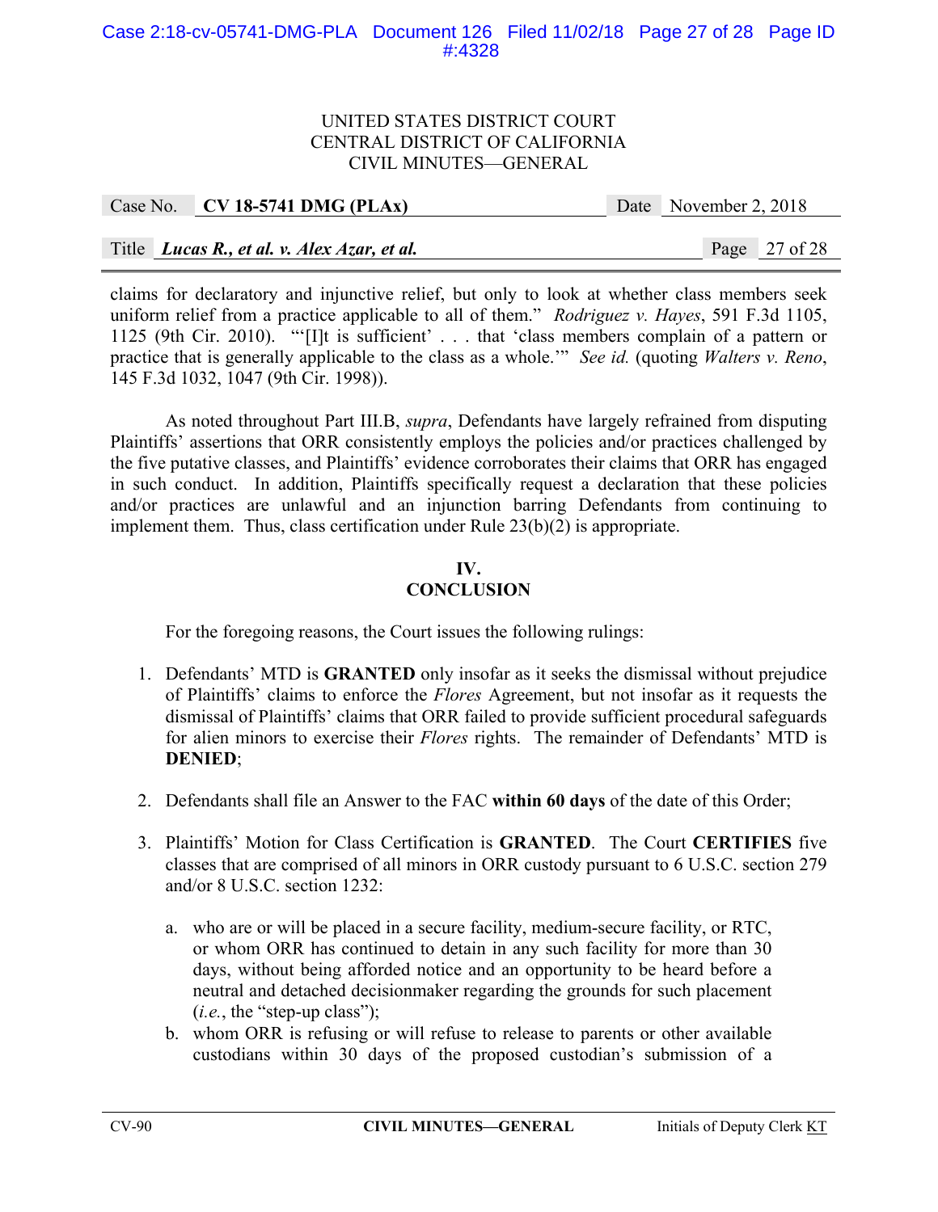claims for declaratory and injunctive relief, but only to look at whether class members seek uniform relief from a practice applicable to all of them." *Rodriguez v. Hayes*, 591 F.3d 1105, 1125 (9th Cir. 2010). "'[I]t is sufficient' . . . that 'class members complain of a pattern or practice that is generally applicable to the class as a whole.'" *See id.* (quoting *Walters v. Reno*, 145 F.3d 1032, 1047 (9th Cir. 1998)).

As noted throughout Part III.B, *supra*, Defendants have largely refrained from disputing Plaintiffs' assertions that ORR consistently employs the policies and/or practices challenged by the five putative classes, and Plaintiffs' evidence corroborates their claims that ORR has engaged in such conduct. In addition, Plaintiffs specifically request a declaration that these policies and/or practices are unlawful and an injunction barring Defendants from continuing to implement them. Thus, class certification under Rule 23(b)(2) is appropriate.

## IV. CONCLUSION

For the foregoing reasons, the Court issues the following rulings:

1. Defendants' MTD is **GRANTED** only insofar as it seeks the dismissal without prejudice of Plaintiffs' claims to enforce the *Flores* Agreement, but not insofar as it requests the dismissal of Plaintiffs' claims that ORR failed to provide sufficient procedural safeguards for alien minors to exercise their *Flores* rights. The remainder of Defendants' MTD is **DENIED**;

2. Defendants shall file an Answer to the FAC **within 60 days** of the date of this Order;

3. Plaintiffs' Motion for Class Certification is **GRANTED**. The Court **CERTIFIES** five classes that are comprised of all minors in ORR custody pursuant to 6 U.S.C. section 279 and/or 8 U.S.C. section 1232:

   a. who are or will be placed in a secure facility, medium-secure facility, or RTC, or whom ORR has continued to detain in any such facility for more than 30 days, without being afforded notice and an opportunity to be heard before a neutral and detached decisionmaker regarding the grounds for such placement (*i.e.*, the "step-up class");

   b. whom ORR is refusing or will refuse to release to parents or other available custodians within 30 days of the proposed custodian's submission of a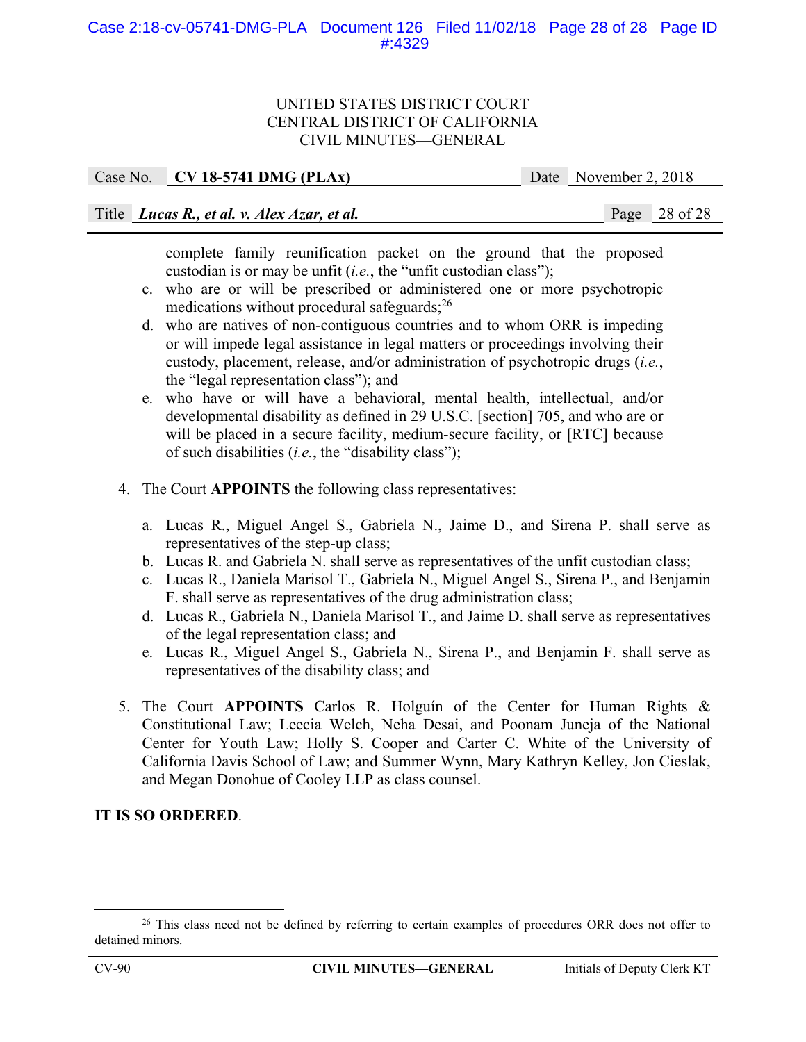complete family reunification packet on the ground that the proposed custodian is or may be unfit (*i.e.*, the "unfit custodian class");

c. who are or will be prescribed or administered one or more psychotropic medications without procedural safeguards;[26]

d. who are natives of non-contiguous countries and to whom ORR is impeding or will impede legal assistance in legal matters or proceedings involving their custody, placement, release, and/or administration of psychotropic drugs (*i.e.*, the "legal representation class"); and

e. who have or will have a behavioral, mental health, intellectual, and/or developmental disability as defined in 29 U.S.C. [section] 705, and who are or will be placed in a secure facility, medium-secure facility, or [RTC] because of such disabilities (*i.e.*, the "disability class");

4. The Court **APPOINTS** the following class representatives:

   a. Lucas R., Miguel Angel S., Gabriela N., Jaime D., and Sirena P. shall serve as representatives of the step-up class;
   b. Lucas R. and Gabriela N. shall serve as representatives of the unfit custodian class;
   c. Lucas R., Daniela Marisol T., Gabriela N., Miguel Angel S., Sirena P., and Benjamin F. shall serve as representatives of the drug administration class;
   d. Lucas R., Gabriela N., Daniela Marisol T., and Jaime D. shall serve as representatives of the legal representation class; and
   e. Lucas R., Miguel Angel S., Gabriela N., Sirena P., and Benjamin F. shall serve as representatives of the disability class; and

5. The Court **APPOINTS** Carlos R. Holguín of the Center for Human Rights & Constitutional Law; Leecia Welch, Neha Desai, and Poonam Juneja of the National Center for Youth Law; Holly S. Cooper and Carter C. White of the University of California Davis School of Law; and Summer Wynn, Mary Kathryn Kelley, Jon Cieslak, and Megan Donohue of Cooley LLP as class counsel.

**IT IS SO ORDERED**.

---

[26] This class need not be defined by referring to certain examples of procedures ORR does not offer to detained minors.